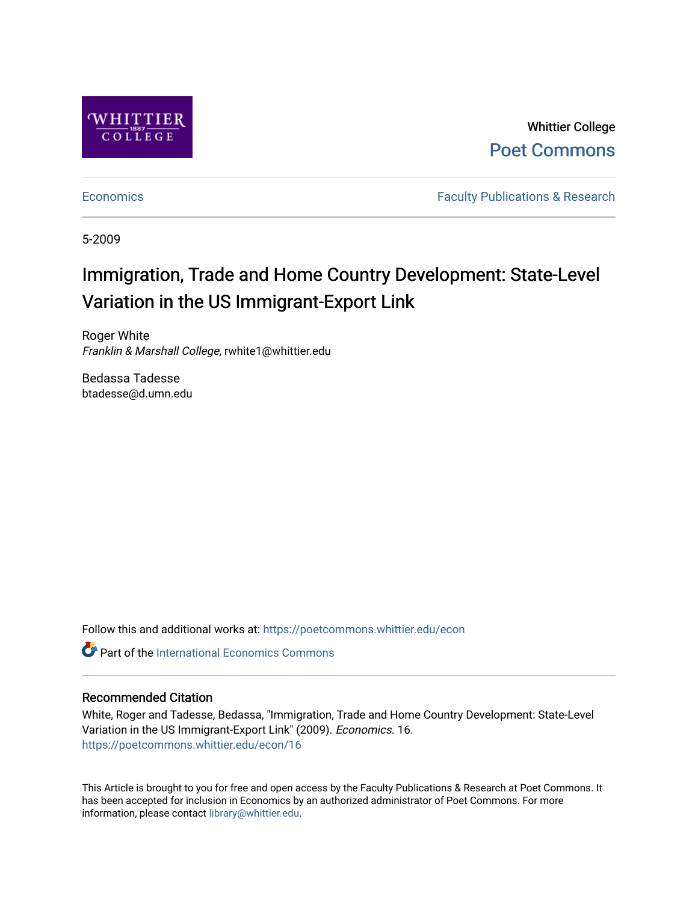Whittier College

Poet Commons

Economics | Faculty Publications & Research

5-2009

# Immigration, Trade and Home Country Development: State-Level Variation in the US Immigrant-Export Link

Roger White
*Franklin & Marshall College*, rwhite1@whittier.edu

Bedassa Tadesse
btadesse@d.umn.edu

Follow this and additional works at: https://poetcommons.whittier.edu/econ

Part of the International Economics Commons

### Recommended Citation

White, Roger and Tadesse, Bedassa, "Immigration, Trade and Home Country Development: State-Level Variation in the US Immigrant-Export Link" (2009). *Economics*. 16.
https://poetcommons.whittier.edu/econ/16

This Article is brought to you for free and open access by the Faculty Publications & Research at Poet Commons. It has been accepted for inclusion in Economics by an authorized administrator of Poet Commons. For more information, please contact library@whittier.edu.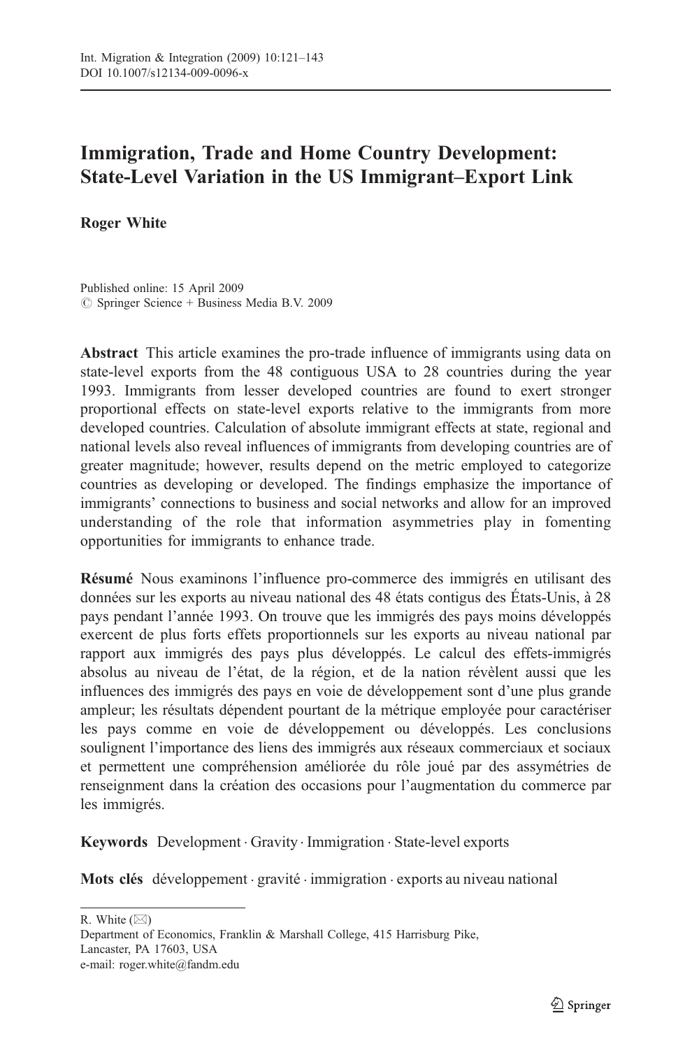# Immigration, Trade and Home Country Development: State-Level Variation in the US Immigrant–Export Link

**Roger White**

Published online: 15 April 2009
© Springer Science + Business Media B.V. 2009

**Abstract** This article examines the pro-trade influence of immigrants using data on state-level exports from the 48 contiguous USA to 28 countries during the year 1993. Immigrants from lesser developed countries are found to exert stronger proportional effects on state-level exports relative to the immigrants from more developed countries. Calculation of absolute immigrant effects at state, regional and national levels also reveal influences of immigrants from developing countries are of greater magnitude; however, results depend on the metric employed to categorize countries as developing or developed. The findings emphasize the importance of immigrants' connections to business and social networks and allow for an improved understanding of the role that information asymmetries play in fomenting opportunities for immigrants to enhance trade.

**Résumé** Nous examinons l'influence pro-commerce des immigrés en utilisant des données sur les exports au niveau national des 48 états contigus des États-Unis, à 28 pays pendant l'année 1993. On trouve que les immigrés des pays moins développés exercent de plus forts effets proportionnels sur les exports au niveau national par rapport aux immigrés des pays plus développés. Le calcul des effets-immigrés absolus au niveau de l'état, de la région, et de la nation révèlent aussi que les influences des immigrés des pays en voie de développement sont d'une plus grande ampleur; les résultats dépendent pourtant de la métrique employée pour caractériser les pays comme en voie de développement ou développés. Les conclusions soulignent l'importance des liens des immigrés aux réseaux commerciaux et sociaux et permettent une compréhension améliorée du rôle joué par des assymétries de renseignement dans la création des occasions pour l'augmentation du commerce par les immigrés.

**Keywords** Development · Gravity · Immigration · State-level exports

**Mots clés** développement · gravité · immigration · exports au niveau national

---

R. White (✉)
Department of Economics, Franklin & Marshall College, 415 Harrisburg Pike,
Lancaster, PA 17603, USA
e-mail: roger.white@fandm.edu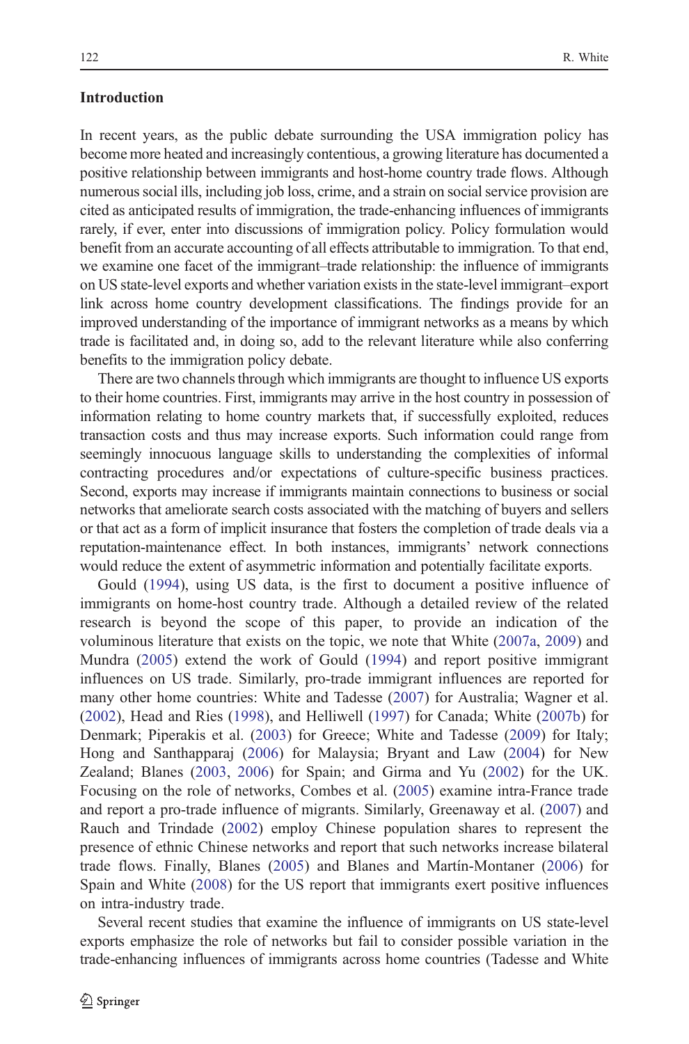## Introduction

In recent years, as the public debate surrounding the USA immigration policy has become more heated and increasingly contentious, a growing literature has documented a positive relationship between immigrants and host-home country trade flows. Although numerous social ills, including job loss, crime, and a strain on social service provision are cited as anticipated results of immigration, the trade-enhancing influences of immigrants rarely, if ever, enter into discussions of immigration policy. Policy formulation would benefit from an accurate accounting of all effects attributable to immigration. To that end, we examine one facet of the immigrant–trade relationship: the influence of immigrants on US state-level exports and whether variation exists in the state-level immigrant–export link across home country development classifications. The findings provide for an improved understanding of the importance of immigrant networks as a means by which trade is facilitated and, in doing so, add to the relevant literature while also conferring benefits to the immigration policy debate.

There are two channels through which immigrants are thought to influence US exports to their home countries. First, immigrants may arrive in the host country in possession of information relating to home country markets that, if successfully exploited, reduces transaction costs and thus may increase exports. Such information could range from seemingly innocuous language skills to understanding the complexities of informal contracting procedures and/or expectations of culture-specific business practices. Second, exports may increase if immigrants maintain connections to business or social networks that ameliorate search costs associated with the matching of buyers and sellers or that act as a form of implicit insurance that fosters the completion of trade deals via a reputation-maintenance effect. In both instances, immigrants' network connections would reduce the extent of asymmetric information and potentially facilitate exports.

Gould (1994), using US data, is the first to document a positive influence of immigrants on home-host country trade. Although a detailed review of the related research is beyond the scope of this paper, to provide an indication of the voluminous literature that exists on the topic, we note that White (2007a, 2009) and Mundra (2005) extend the work of Gould (1994) and report positive immigrant influences on US trade. Similarly, pro-trade immigrant influences are reported for many other home countries: White and Tadesse (2007) for Australia; Wagner et al. (2002), Head and Ries (1998), and Helliwell (1997) for Canada; White (2007b) for Denmark; Piperakis et al. (2003) for Greece; White and Tadesse (2009) for Italy; Hong and Santhapparaj (2006) for Malaysia; Bryant and Law (2004) for New Zealand; Blanes (2003, 2006) for Spain; and Girma and Yu (2002) for the UK. Focusing on the role of networks, Combes et al. (2005) examine intra-France trade and report a pro-trade influence of migrants. Similarly, Greenaway et al. (2007) and Rauch and Trindade (2002) employ Chinese population shares to represent the presence of ethnic Chinese networks and report that such networks increase bilateral trade flows. Finally, Blanes (2005) and Blanes and Martín-Montaner (2006) for Spain and White (2008) for the US report that immigrants exert positive influences on intra-industry trade.

Several recent studies that examine the influence of immigrants on US state-level exports emphasize the role of networks but fail to consider possible variation in the trade-enhancing influences of immigrants across home countries (Tadesse and White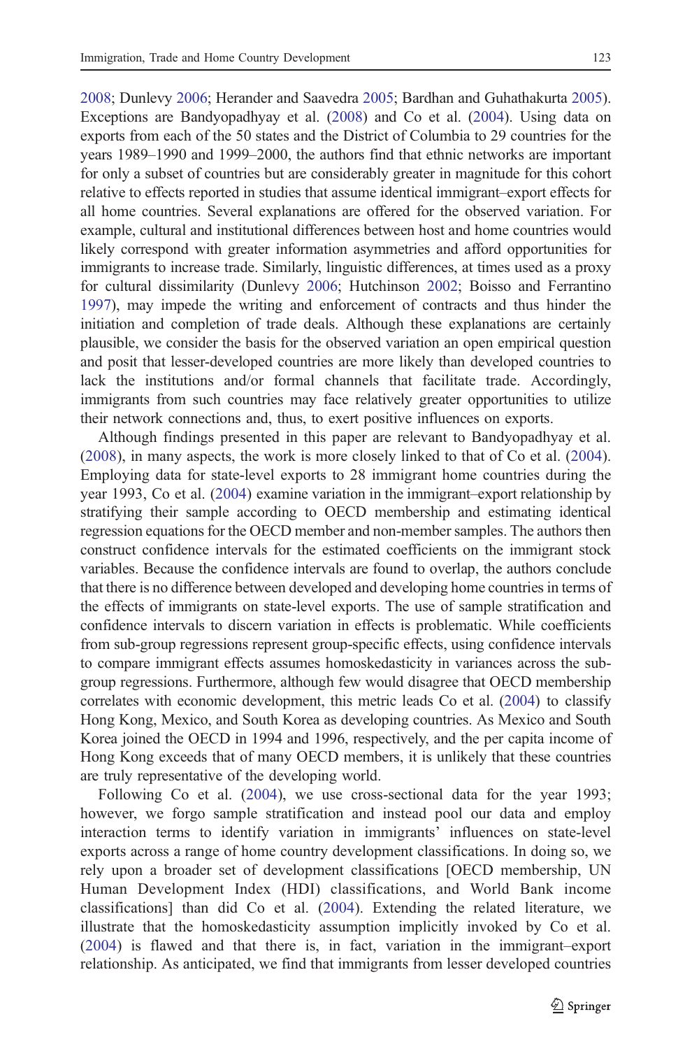2008; Dunlevy 2006; Herander and Saavedra 2005; Bardhan and Guhathakurta 2005). Exceptions are Bandyopadhyay et al. (2008) and Co et al. (2004). Using data on exports from each of the 50 states and the District of Columbia to 29 countries for the years 1989–1990 and 1999–2000, the authors find that ethnic networks are important for only a subset of countries but are considerably greater in magnitude for this cohort relative to effects reported in studies that assume identical immigrant–export effects for all home countries. Several explanations are offered for the observed variation. For example, cultural and institutional differences between host and home countries would likely correspond with greater information asymmetries and afford opportunities for immigrants to increase trade. Similarly, linguistic differences, at times used as a proxy for cultural dissimilarity (Dunlevy 2006; Hutchinson 2002; Boisso and Ferrantino 1997), may impede the writing and enforcement of contracts and thus hinder the initiation and completion of trade deals. Although these explanations are certainly plausible, we consider the basis for the observed variation an open empirical question and posit that lesser-developed countries are more likely than developed countries to lack the institutions and/or formal channels that facilitate trade. Accordingly, immigrants from such countries may face relatively greater opportunities to utilize their network connections and, thus, to exert positive influences on exports.

Although findings presented in this paper are relevant to Bandyopadhyay et al. (2008), in many aspects, the work is more closely linked to that of Co et al. (2004). Employing data for state-level exports to 28 immigrant home countries during the year 1993, Co et al. (2004) examine variation in the immigrant–export relationship by stratifying their sample according to OECD membership and estimating identical regression equations for the OECD member and non-member samples. The authors then construct confidence intervals for the estimated coefficients on the immigrant stock variables. Because the confidence intervals are found to overlap, the authors conclude that there is no difference between developed and developing home countries in terms of the effects of immigrants on state-level exports. The use of sample stratification and confidence intervals to discern variation in effects is problematic. While coefficients from sub-group regressions represent group-specific effects, using confidence intervals to compare immigrant effects assumes homoskedasticity in variances across the sub-group regressions. Furthermore, although few would disagree that OECD membership correlates with economic development, this metric leads Co et al. (2004) to classify Hong Kong, Mexico, and South Korea as developing countries. As Mexico and South Korea joined the OECD in 1994 and 1996, respectively, and the per capita income of Hong Kong exceeds that of many OECD members, it is unlikely that these countries are truly representative of the developing world.

Following Co et al. (2004), we use cross-sectional data for the year 1993; however, we forgo sample stratification and instead pool our data and employ interaction terms to identify variation in immigrants' influences on state-level exports across a range of home country development classifications. In doing so, we rely upon a broader set of development classifications [OECD membership, UN Human Development Index (HDI) classifications, and World Bank income classifications] than did Co et al. (2004). Extending the related literature, we illustrate that the homoskedasticity assumption implicitly invoked by Co et al. (2004) is flawed and that there is, in fact, variation in the immigrant–export relationship. As anticipated, we find that immigrants from lesser developed countries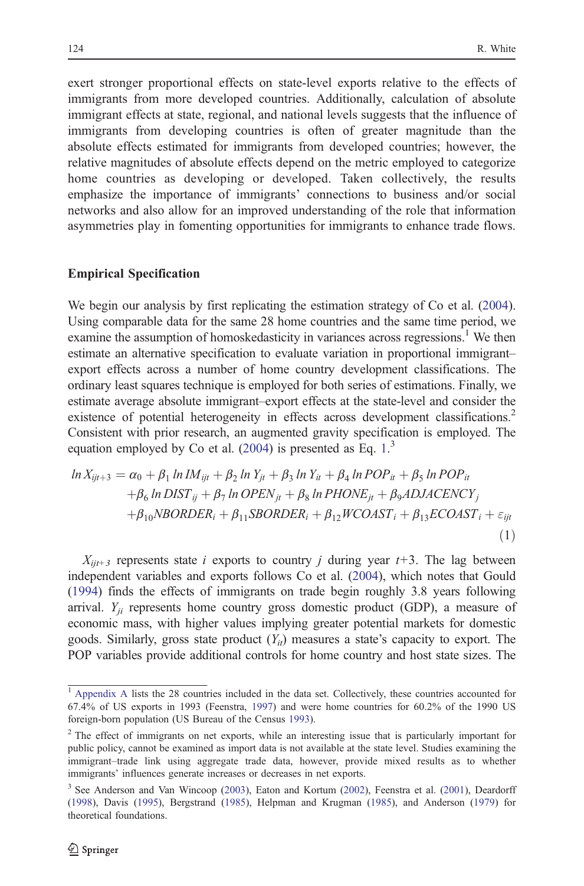exert stronger proportional effects on state-level exports relative to the effects of immigrants from more developed countries. Additionally, calculation of absolute immigrant effects at state, regional, and national levels suggests that the influence of immigrants from developing countries is often of greater magnitude than the absolute effects estimated for immigrants from developed countries; however, the relative magnitudes of absolute effects depend on the metric employed to categorize home countries as developing or developed. Taken collectively, the results emphasize the importance of immigrants' connections to business and/or social networks and also allow for an improved understanding of the role that information asymmetries play in fomenting opportunities for immigrants to enhance trade flows.

## Empirical Specification

We begin our analysis by first replicating the estimation strategy of Co et al. (2004). Using comparable data for the same 28 home countries and the same time period, we examine the assumption of homoskedasticity in variances across regressions.[1] We then estimate an alternative specification to evaluate variation in proportional immigrant–export effects across a number of home country development classifications. The ordinary least squares technique is employed for both series of estimations. Finally, we estimate average absolute immigrant–export effects at the state-level and consider the existence of potential heterogeneity in effects across development classifications.[2] Consistent with prior research, an augmented gravity specification is employed. The equation employed by Co et al. (2004) is presented as Eq. 1.[3]

$$
\begin{aligned}
\ln X_{ijt+3} = {} & \alpha_0 + \beta_1 \ln IM_{ijt} + \beta_2 \ln Y_{jt} + \beta_3 \ln Y_{it} + \beta_4 \ln POP_{it} + \beta_5 \ln POP_{it} \\
& + \beta_6 \ln DIST_{ij} + \beta_7 \ln OPEN_{jt} + \beta_8 \ln PHONE_{jt} + \beta_9 ADJACENCY_j \\
& + \beta_{10} NBORDER_i + \beta_{11} SBORDER_i + \beta_{12} WCOAST_i + \beta_{13} ECOAST_i + \varepsilon_{ijt}
\end{aligned} \tag{1}
$$

$X_{ijt+3}$ represents state $i$ exports to country $j$ during year $t$+3. The lag between independent variables and exports follows Co et al. (2004), which notes that Gould (1994) finds the effects of immigrants on trade begin roughly 3.8 years following arrival. $Y_{ji}$ represents home country gross domestic product (GDP), a measure of economic mass, with higher values implying greater potential markets for domestic goods. Similarly, gross state product ($Y_{it}$) measures a state's capacity to export. The POP variables provide additional controls for home country and host state sizes. The

---

[1] Appendix A lists the 28 countries included in the data set. Collectively, these countries accounted for 67.4% of US exports in 1993 (Feenstra, 1997) and were home countries for 60.2% of the 1990 US foreign-born population (US Bureau of the Census 1993).

[2] The effect of immigrants on net exports, while an interesting issue that is particularly important for public policy, cannot be examined as import data is not available at the state level. Studies examining the immigrant–trade link using aggregate trade data, however, provide mixed results as to whether immigrants' influences generate increases or decreases in net exports.

[3] See Anderson and Van Wincoop (2003), Eaton and Kortum (2002), Feenstra et al. (2001), Deardorff (1998), Davis (1995), Bergstrand (1985), Helpman and Krugman (1985), and Anderson (1979) for theoretical foundations.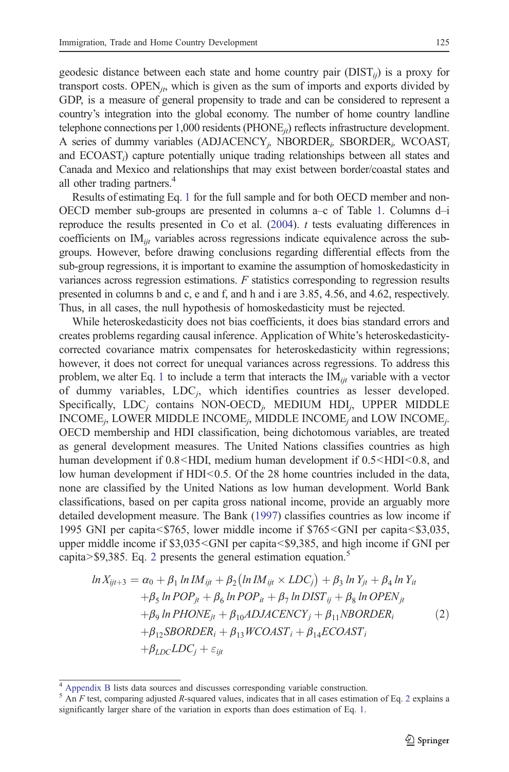geodesic distance between each state and home country pair ($DIST_{ij}$) is a proxy for transport costs. $OPEN_{jt}$, which is given as the sum of imports and exports divided by GDP, is a measure of general propensity to trade and can be considered to represent a country's integration into the global economy. The number of home country landline telephone connections per 1,000 residents ($PHONE_{jt}$) reflects infrastructure development. A series of dummy variables ($ADJACENCY_j$, $NBORDER_i$, $SBORDER_i$, $WCOAST_i$ and $ECOAST_i$) capture potentially unique trading relationships between all states and Canada and Mexico and relationships that may exist between border/coastal states and all other trading partners.[4]

Results of estimating Eq. 1 for the full sample and for both OECD member and non-OECD member sub-groups are presented in columns a–c of Table 1. Columns d–i reproduce the results presented in Co et al. (2004). $t$ tests evaluating differences in coefficients on $IM_{ijt}$ variables across regressions indicate equivalence across the sub-groups. However, before drawing conclusions regarding differential effects from the sub-group regressions, it is important to examine the assumption of homoskedasticity in variances across regression estimations. $F$ statistics corresponding to regression results presented in columns b and c, e and f, and h and i are 3.85, 4.56, and 4.62, respectively. Thus, in all cases, the null hypothesis of homoskedasticity must be rejected.

While heteroskedasticity does not bias coefficients, it does bias standard errors and creates problems regarding causal inference. Application of White's heteroskedasticity-corrected covariance matrix compensates for heteroskedasticity within regressions; however, it does not correct for unequal variances across regressions. To address this problem, we alter Eq. 1 to include a term that interacts the $IM_{ijt}$ variable with a vector of dummy variables, $LDC_j$, which identifies countries as lesser developed. Specifically, $LDC_j$ contains $NON\text{-}OECD_j$, $MEDIUM\ HDI_j$, $UPPER\ MIDDLE\ INCOME_j$, $LOWER\ MIDDLE\ INCOME_j$, $MIDDLE\ INCOME_j$ and $LOW\ INCOME_j$. OECD membership and HDI classification, being dichotomous variables, are treated as general development measures. The United Nations classifies countries as high human development if $0.8<HDI$, medium human development if $0.5<HDI<0.8$, and low human development if $HDI<0.5$. Of the 28 home countries included in the data, none are classified by the United Nations as low human development. World Bank classifications, based on per capita gross national income, provide an arguably more detailed development measure. The Bank (1997) classifies countries as low income if 1995 GNI per capita<\$765, lower middle income if \$765<GNI per capita<\$3,035, upper middle income if \$3,035<GNI per capita<\$9,385, and high income if GNI per capita>\$9,385. Eq. 2 presents the general estimation equation.[5]

$$
\begin{aligned}
\ln X_{ijt+3} = {} & \alpha_0 + \beta_1 \ln IM_{ijt} + \beta_2 \left(\ln IM_{ijt} \times LDC_j\right) + \beta_3 \ln Y_{jt} + \beta_4 \ln Y_{it} \\
& + \beta_5 \ln POP_{jt} + \beta_6 \ln POP_{it} + \beta_7 \ln DIST_{ij} + \beta_8 \ln OPEN_{jt} \\
& + \beta_9 \ln PHONE_{jt} + \beta_{10} ADJACENCY_j + \beta_{11} NBORDER_i \\
& + \beta_{12} SBORDER_i + \beta_{13} WCOAST_i + \beta_{14} ECOAST_i \\
& + \beta_{LDC} LDC_j + \varepsilon_{ijt}
\end{aligned}
\tag{2}
$$

[4] Appendix B lists data sources and discusses corresponding variable construction.

[5] An $F$ test, comparing adjusted $R$-squared values, indicates that in all cases estimation of Eq. 2 explains a significantly larger share of the variation in exports than does estimation of Eq. 1.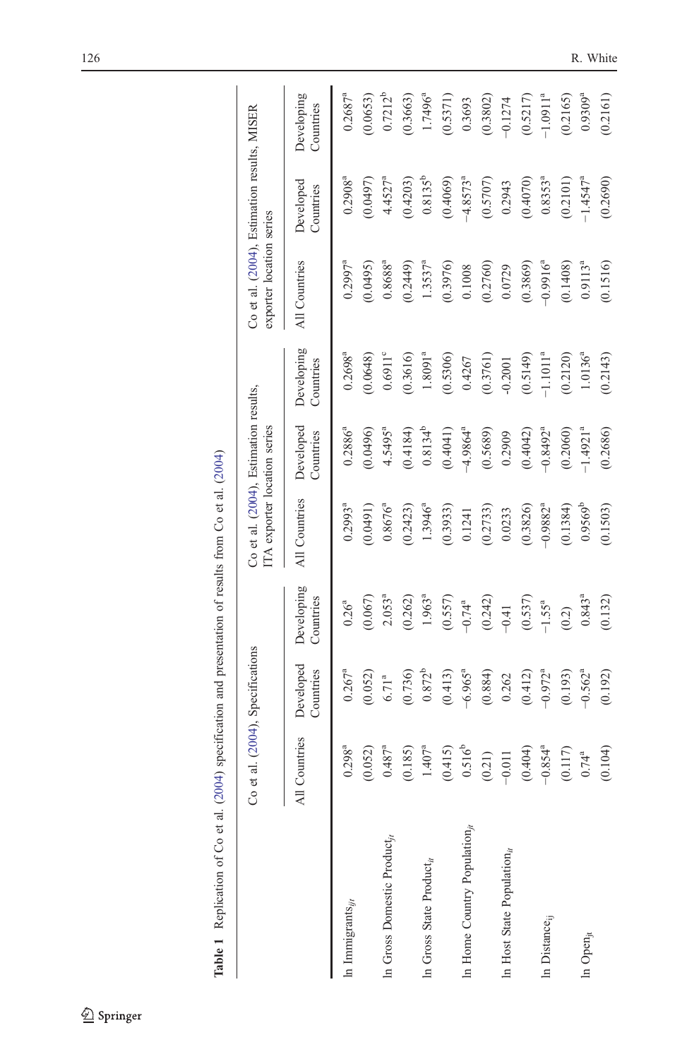**Table 1** Replication of Co et al. (2004) specification and presentation of results from Co et al. (2004)

| | Co et al. (2004), Specifications | | | Co et al. (2004), Estimation results, ITA exporter location series | | | Co et al. (2004), Estimation results, MISER exporter location series | | |
|---|---|---|---|---|---|---|---|---|---|
| | All Countries | Developed Countries | Developing Countries | All Countries | Developed Countries | Developing Countries | All Countries | Developed Countries | Developing Countries |
| ln Immigrants$_{ijt}$ | 0.298[a] | 0.267[a] | 0.26[a] | 0.2993[a] | 0.2886[a] | 0.2698[a] | 0.2997[a] | 0.2908[a] | 0.2687[a] |
| | (0.052) | (0.052) | (0.067) | (0.0491) | (0.0496) | (0.0648) | (0.0495) | (0.0497) | (0.0653) |
| ln Gross Domestic Product$_{jt}$ | 0.487[a] | 6.71[a] | 2.053[a] | 0.8676[a] | 4.5495[a] | 0.6911[c] | 0.8688[a] | 4.4527[a] | 0.7212[b] |
| | (0.185) | (0.736) | (0.262) | (0.2423) | (0.4184) | (0.3616) | (0.2449) | (0.4203) | (0.3663) |
| ln Gross State Product$_{it}$ | 1.407[a] | 0.872[b] | 1.963[a] | 1.3946[a] | 0.8134[b] | 1.8091[a] | 1.3537[a] | 0.8135[b] | 1.7496[a] |
| | (0.415) | (0.413) | (0.557) | (0.3933) | (0.4041) | (0.5306) | (0.3976) | (0.4069) | (0.5371) |
| ln Home Country Population$_{jt}$ | 0.516[b] | −6.965[a] | −0.74[a] | 0.1241 | −4.9864[a] | 0.4267 | 0.1008 | −4.8573[a] | 0.3693 |
| | (0.21) | (0.884) | (0.242) | (0.2733) | (0.5689) | (0.3761) | (0.2760) | (0.5707) | (0.3802) |
| ln Host State Population$_{it}$ | −0.011 | 0.262 | −0.41 | 0.0233 | 0.2909 | -0.2001 | 0.0729 | 0.2943 | −0.1274 |
| | (0.404) | (0.412) | (0.537) | (0.3826) | (0.4042) | (0.5149) | (0.3869) | (0.4070) | (0.5217) |
| ln Distance$_{ij}$ | −0.854[a] | −0.972[a] | −1.55[a] | −0.9882[a] | −0.8492[a] | −1.1011[a] | −0.9916[a] | 0.8353[a] | −1.0911[a] |
| | (0.117) | (0.193) | (0.2) | (0.1384) | (0.2060) | (0.2120) | (0.1408) | (0.2101) | (0.2165) |
| ln Open$_{jt}$ | 0.74[a] | −0.562[a] | 0.843[a] | 0.9569[b] | −1.4921[a] | 1.0136[a] | 0.9113[a] | −1.4547[a] | 0.9309[a] |
| | (0.104) | (0.192) | (0.132) | (0.1503) | (0.2686) | (0.2143) | (0.1516) | (0.2690) | (0.2161) |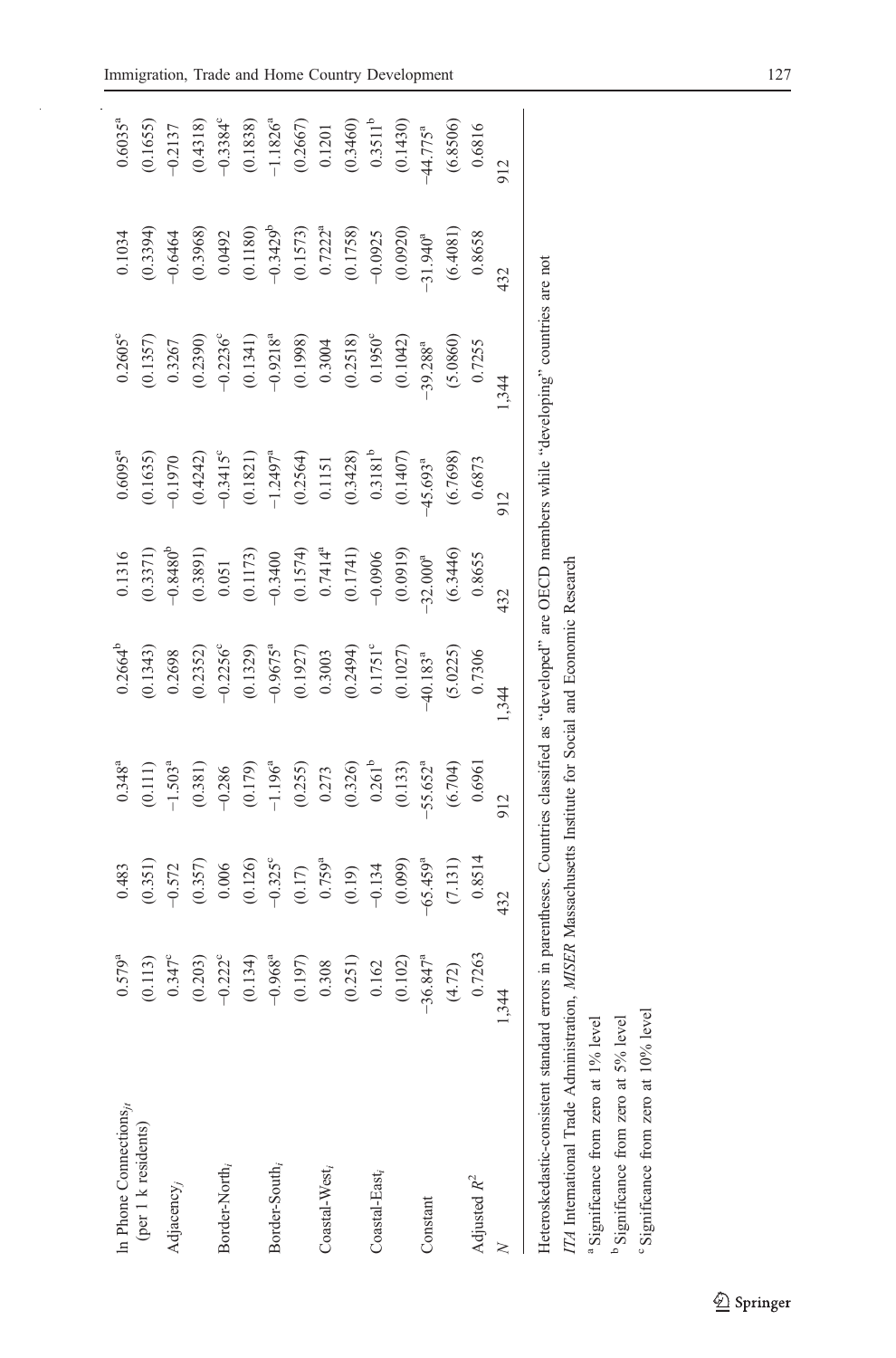| ln Phone Connections$_{jt}$ (per 1 k residents) | 0.579[a] | 0.483 | 0.348[a] | 0.2664[b] | 0.1316 | 0.6095[a] | 0.2605[c] | 0.1034 | 0.6035[a] |
|---|---|---|---|---|---|---|---|---|---|
| | (0.113) | (0.351) | (0.111) | (0.1343) | (0.3371) | (0.1635) | (0.1357) | (0.3394) | (0.1655) |
| Adjacency$_j$ | 0.347[c] | −0.572 | −1.503[a] | 0.2698 | −0.8480[b] | −0.1970 | 0.3267 | −0.6464 | −0.2137 |
| | (0.203) | (0.357) | (0.381) | (0.2352) | (0.3891) | (0.4242) | (0.2390) | (0.3968) | (0.4318) |
| Border-North$_i$ | −0.222[c] | 0.006 | −0.286 | −0.2256[c] | 0.051 | −0.3415[c] | −0.2236[c] | 0.0492 | −0.3384[c] |
| | (0.134) | (0.126) | (0.179) | (0.1329) | (0.1173) | (0.1821) | (0.1341) | (0.1180) | (0.1838) |
| Border-South$_i$ | −0.968[a] | −0.325[c] | −1.196[a] | −0.9675[a] | −0.3400 | −1.2497[a] | −0.9218[a] | −0.3429[b] | −1.1826[a] |
| | (0.197) | (0.17) | (0.255) | (0.1927) | (0.1574) | (0.2564) | (0.1998) | (0.1573) | (0.2667) |
| Coastal-West$_i$ | 0.308 | 0.759[a] | 0.273 | 0.3003 | 0.7414[a] | 0.1151 | 0.3004 | 0.7222[a] | 0.1201 |
| | (0.251) | (0.19) | (0.326) | (0.2494) | (0.1741) | (0.3428) | (0.2518) | (0.1758) | (0.3460) |
| Coastal-East$_i$ | 0.162 | −0.134 | 0.261[b] | 0.1751[c] | −0.0906 | 0.3181[b] | 0.1950[c] | −0.0925 | 0.3511[b] |
| | (0.102) | (0.099) | (0.133) | (0.1027) | (0.0919) | (0.1407) | (0.1042) | (0.0920) | (0.1430) |
| Constant | −36.847[a] | −65.459[a] | −55.652[a] | −40.183[a] | −32.000[a] | −45.693[a] | −39.288[a] | −31.940[a] | −44.775[a] |
| | (4.72) | (7.131) | (6.704) | (5.0225) | (6.3446) | (6.7698) | (5.0860) | (6.4081) | (6.8506) |
| Adjusted $R^2$ | 0.7263 | 0.8514 | 0.6961 | 0.7306 | 0.8655 | 0.6873 | 0.7255 | 0.8658 | 0.6816 |
| $N$ | 1,344 | 432 | 912 | 1,344 | 432 | 912 | 1,344 | 432 | 912 |

Heteroskedastic-consistent standard errors in parentheses. Countries classified as "developed" are OECD members while "developing" countries are not

*ITA* International Trade Administration, *MISER* Massachusetts Institute for Social and Economic Research

[a] Significance from zero at 1% level

[b] Significance from zero at 5% level

[c] Significance from zero at 10% level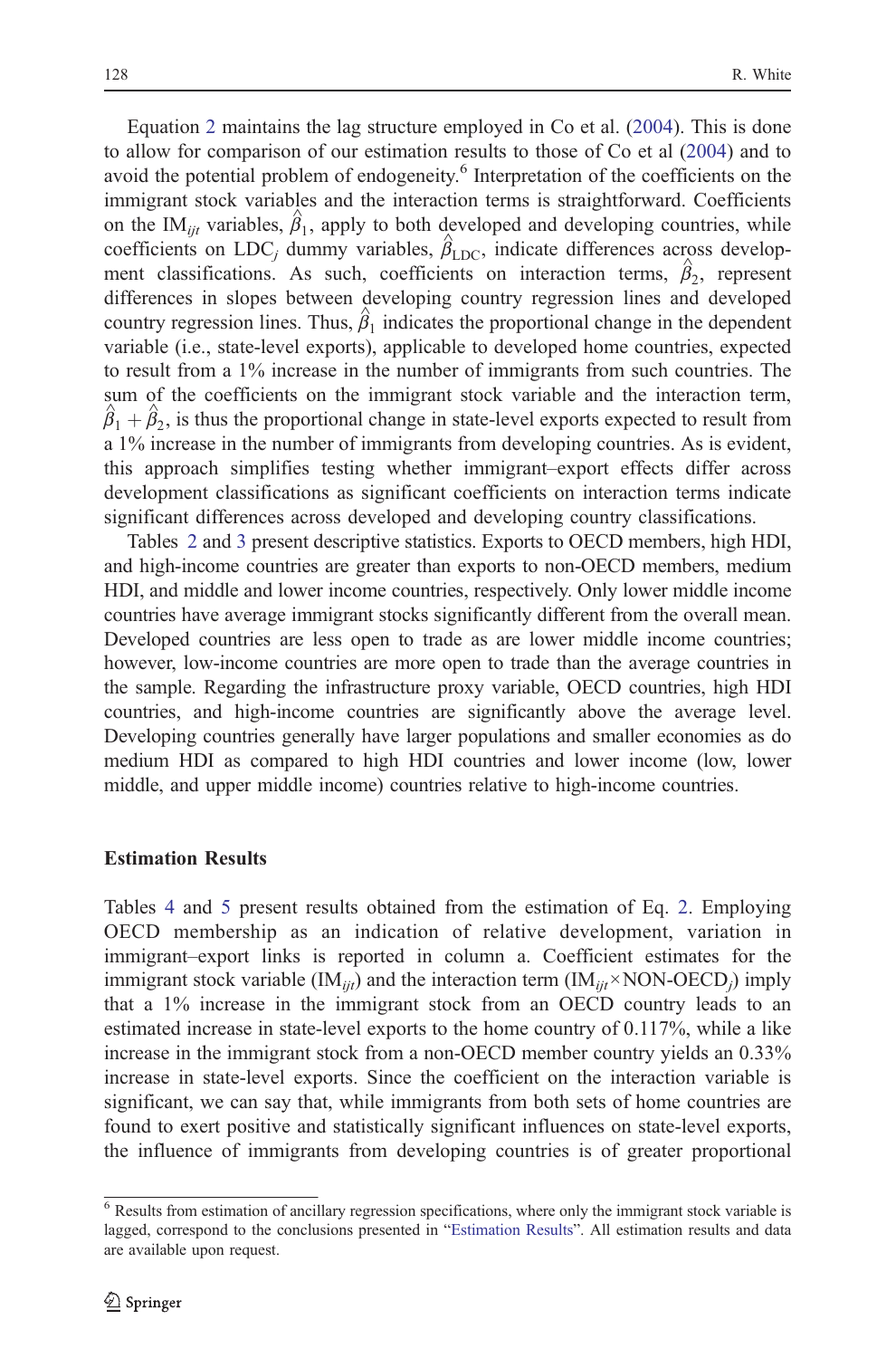Equation 2 maintains the lag structure employed in Co et al. (2004). This is done to allow for comparison of our estimation results to those of Co et al (2004) and to avoid the potential problem of endogeneity.[6] Interpretation of the coefficients on the immigrant stock variables and the interaction terms is straightforward. Coefficients on the $\mathrm{IM}_{ijt}$ variables, $\hat{\beta}_1$, apply to both developed and developing countries, while coefficients on $\mathrm{LDC}_j$ dummy variables, $\hat{\beta}_{\mathrm{LDC}}$, indicate differences across development classifications. As such, coefficients on interaction terms, $\hat{\beta}_2$, represent differences in slopes between developing country regression lines and developed country regression lines. Thus, $\hat{\beta}_1$ indicates the proportional change in the dependent variable (i.e., state-level exports), applicable to developed home countries, expected to result from a 1% increase in the number of immigrants from such countries. The sum of the coefficients on the immigrant stock variable and the interaction term, $\hat{\beta}_1 + \hat{\beta}_2$, is thus the proportional change in state-level exports expected to result from a 1% increase in the number of immigrants from developing countries. As is evident, this approach simplifies testing whether immigrant–export effects differ across development classifications as significant coefficients on interaction terms indicate significant differences across developed and developing country classifications.

Tables 2 and 3 present descriptive statistics. Exports to OECD members, high HDI, and high-income countries are greater than exports to non-OECD members, medium HDI, and middle and lower income countries, respectively. Only lower middle income countries have average immigrant stocks significantly different from the overall mean. Developed countries are less open to trade as are lower middle income countries; however, low-income countries are more open to trade than the average countries in the sample. Regarding the infrastructure proxy variable, OECD countries, high HDI countries, and high-income countries are significantly above the average level. Developing countries generally have larger populations and smaller economies as do medium HDI as compared to high HDI countries and lower income (low, lower middle, and upper middle income) countries relative to high-income countries.

## Estimation Results

Tables 4 and 5 present results obtained from the estimation of Eq. 2. Employing OECD membership as an indication of relative development, variation in immigrant–export links is reported in column a. Coefficient estimates for the immigrant stock variable ($\mathrm{IM}_{ijt}$) and the interaction term ($\mathrm{IM}_{ijt}\times\mathrm{NON\text{-}OECD}_j$) imply that a 1% increase in the immigrant stock from an OECD country leads to an estimated increase in state-level exports to the home country of 0.117%, while a like increase in the immigrant stock from a non-OECD member country yields an 0.33% increase in state-level exports. Since the coefficient on the interaction variable is significant, we can say that, while immigrants from both sets of home countries are found to exert positive and statistically significant influences on state-level exports, the influence of immigrants from developing countries is of greater proportional

[6] Results from estimation of ancillary regression specifications, where only the immigrant stock variable is lagged, correspond to the conclusions presented in "Estimation Results". All estimation results and data are available upon request.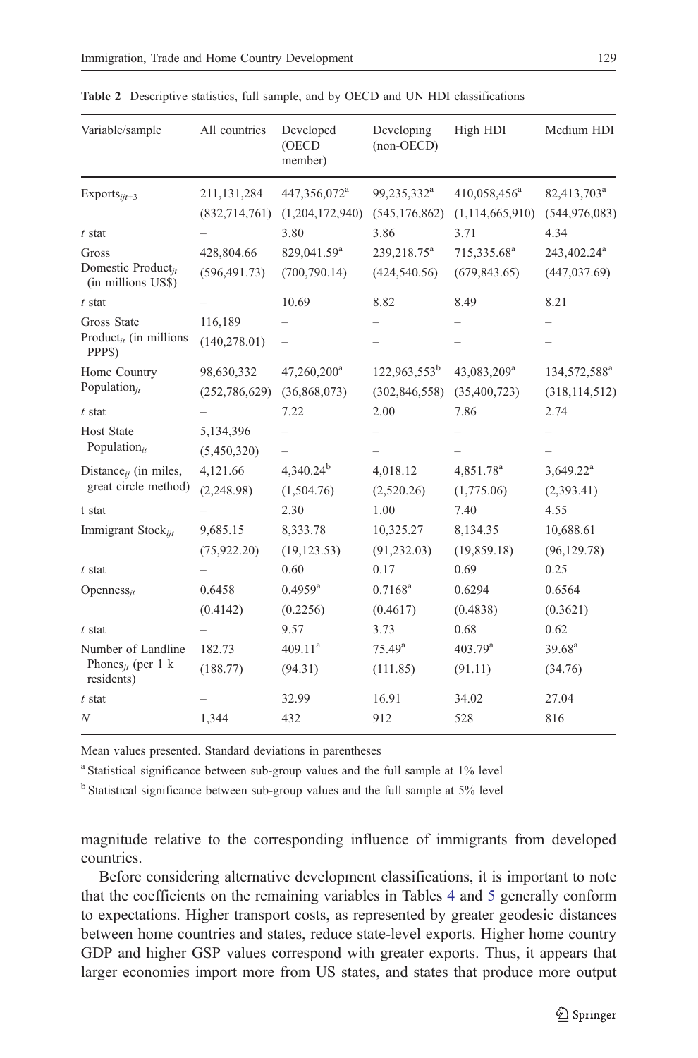**Table 2** Descriptive statistics, full sample, and by OECD and UN HDI classifications

| Variable/sample | All countries | Developed (OECD member) | Developing (non-OECD) | High HDI | Medium HDI |
|---|---|---|---|---|---|
| $Exports_{ijt+3}$ | 211,131,284 | 447,356,072[a] | 99,235,332[a] | 410,058,456[a] | 82,413,703[a] |
| | (832,714,761) | (1,204,172,940) | (545,176,862) | (1,114,665,910) | (544,976,083) |
| *t* stat | – | 3.80 | 3.86 | 3.71 | 4.34 |
| Gross Domestic $Product_{jt}$ (in millions US$) | 428,804.66 | 829,041.59[a] | 239,218.75[a] | 715,335.68[a] | 243,402.24[a] |
| | (596,491.73) | (700,790.14) | (424,540.56) | (679,843.65) | (447,037.69) |
| *t* stat | – | 10.69 | 8.82 | 8.49 | 8.21 |
| Gross State $Product_{it}$ (in millions PPP$) | 116,189 | – | – | – | – |
| | (140,278.01) | – | – | – | – |
| Home Country $Population_{jt}$ | 98,630,332 | 47,260,200[a] | 122,963,553[b] | 43,083,209[a] | 134,572,588[a] |
| | (252,786,629) | (36,868,073) | (302,846,558) | (35,400,723) | (318,114,512) |
| *t* stat | – | 7.22 | 2.00 | 7.86 | 2.74 |
| Host State $Population_{it}$ | 5,134,396 | – | – | – | – |
| | (5,450,320) | – | – | – | – |
| $Distance_{ij}$ (in miles, great circle method) | 4,121.66 | 4,340.24[b] | 4,018.12 | 4,851.78[a] | 3,649.22[a] |
| | (2,248.98) | (1,504.76) | (2,520.26) | (1,775.06) | (2,393.41) |
| t stat | – | 2.30 | 1.00 | 7.40 | 4.55 |
| Immigrant $Stock_{ijt}$ | 9,685.15 | 8,333.78 | 10,325.27 | 8,134.35 | 10,688.61 |
| | (75,922.20) | (19,123.53) | (91,232.03) | (19,859.18) | (96,129.78) |
| *t* stat | – | 0.60 | 0.17 | 0.69 | 0.25 |
| $Openness_{jt}$ | 0.6458 | 0.4959[a] | 0.7168[a] | 0.6294 | 0.6564 |
| | (0.4142) | (0.2256) | (0.4617) | (0.4838) | (0.3621) |
| *t* stat | – | 9.57 | 3.73 | 0.68 | 0.62 |
| Number of Landline $Phones_{jt}$ (per 1 k residents) | 182.73 | 409.11[a] | 75.49[a] | 403.79[a] | 39.68[a] |
| | (188.77) | (94.31) | (111.85) | (91.11) | (34.76) |
| *t* stat | – | 32.99 | 16.91 | 34.02 | 27.04 |
| *N* | 1,344 | 432 | 912 | 528 | 816 |

Mean values presented. Standard deviations in parentheses

[a] Statistical significance between sub-group values and the full sample at 1% level

[b] Statistical significance between sub-group values and the full sample at 5% level

magnitude relative to the corresponding influence of immigrants from developed countries.

Before considering alternative development classifications, it is important to note that the coefficients on the remaining variables in Tables 4 and 5 generally conform to expectations. Higher transport costs, as represented by greater geodesic distances between home countries and states, reduce state-level exports. Higher home country GDP and higher GSP values correspond with greater exports. Thus, it appears that larger economies import more from US states, and states that produce more output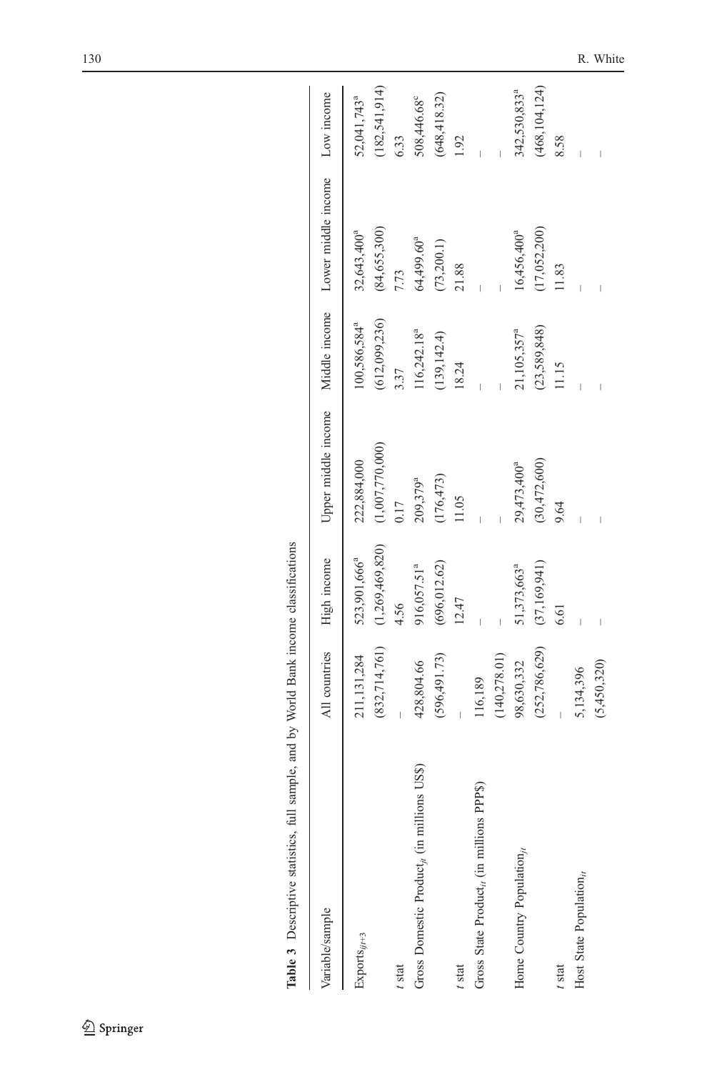**Table 3** Descriptive statistics, full sample, and by World Bank income classifications

| Variable/sample | All countries | High income | Upper middle income | Middle income | Lower middle income | Low income |
|---|---|---|---|---|---|---|
| $Exports_{ijt+3}$ | 211,131,284 | 523,901,666[a] | 222,884,000 | 100,586,584[a] | 32,643,400[a] | 52,041,743[a] |
| | (832,714,761) | (1,269,469,820) | (1,007,770,000) | (612,099,236) | (84,655,300) | (182,541,914) |
| *t* stat | – | 4.56 | 0.17 | 3.37 | 7.73 | 6.33 |
| Gross Domestic $Product_{jt}$ (in millions US$) | 428,804.66 | 916,057.51[a] | 209,379[a] | 116,242.18[a] | 64,499.60[a] | 508,446.68[c] |
| | (596,491.73) | (696,012.62) | (176,473) | (139,142.4) | (73,200.1) | (648,418.32) |
| *t* stat | – | 12.47 | 11.05 | 18.24 | 21.88 | 1.92 |
| Gross State $Product_{it}$ (in millions PPP$) | 116,189 | – | – | – | – | – |
| | (140,278.01) | – | – | – | – | – |
| Home Country $Population_{jt}$ | 98,630,332 | 51,373,663[a] | 29,473,400[a] | 21,105,357[a] | 16,456,400[a] | 342,530,833[a] |
| | (252,786,629) | (37,169,941) | (30,472,600) | (23,589,848) | (17,052,200) | (468,104,124) |
| *t* stat | – | 6.61 | 9.64 | 11.15 | 11.83 | 8.58 |
| Host State $Population_{it}$ | 5,134,396 | – | – | – | – | – |
| | (5,450,320) | – | – | – | – | – |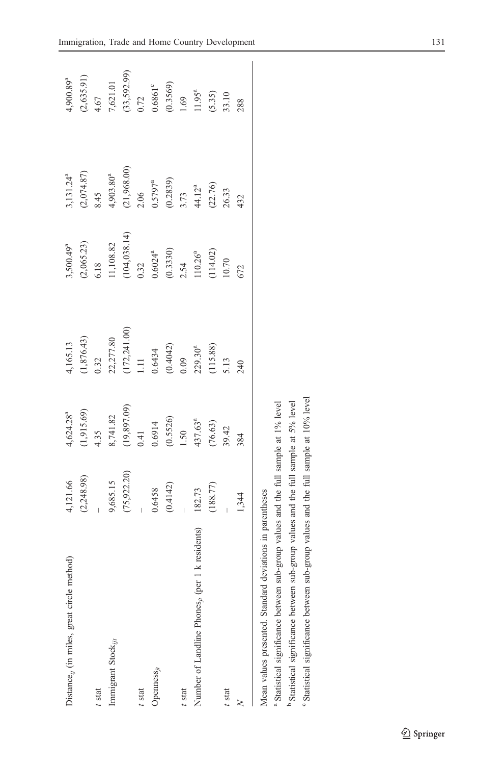| Distance$_{ij}$ (in miles, great circle method) | 4,121.66 | 4,624.28[a] | 4,165.13 | 3,500.49[a] | 3,131.24[a] | 4,900.89[a] |
|---|---|---|---|---|---|---|
| | (2,248.98) | (1,915.69) | (1,876.43) | (2,065.23) | (2,074.87) | (2,635.91) |
| $t$ stat | – | 4.35 | 0.32 | 6.18 | 8.45 | 4.67 |
| Immigrant Stock$_{ijt}$ | 9,685.15 | 8,741.82 | 22,277.80 | 11,108.82 | 4,903.80[a] | 7,621.01 |
| | (75,922.20) | (19,897.09) | (172,241.00) | (104,038.14) | (21,968.00) | (33,592.99) |
| $t$ stat | – | 0.41 | 1.11 | 0.32 | 2.06 | 0.72 |
| Openness$_{jt}$ | 0.6458 | 0.6914 | 0.6434 | 0.6024[a] | 0.5797[a] | 0.6861[c] |
| | (0.4142) | (0.5526) | (0.4042) | (0.3330) | (0.2839) | (0.3569) |
| $t$ stat | – | 1.50 | 0.09 | 2.54 | 3.73 | 1.69 |
| Number of Landline Phones$_{jt}$ (per 1 k residents) | 182.73 | 437.63[a] | 229.30[a] | 110.26[a] | 44.12[a] | 11.95[a] |
| | (188.77) | (76.63) | (115.88) | (114.02) | (22.76) | (5.35) |
| $t$ stat | – | 39.42 | 5.13 | 10.70 | 26.33 | 33.10 |
| $N$ | 1,344 | 384 | 240 | 672 | 432 | 288 |

Mean values presented. Standard deviations in parentheses

[a] Statistical significance between sub-group values and the full sample at 1% level

[b] Statistical significance between sub-group values and the full sample at 5% level

[c] Statistical significance between sub-group values and the full sample at 10% level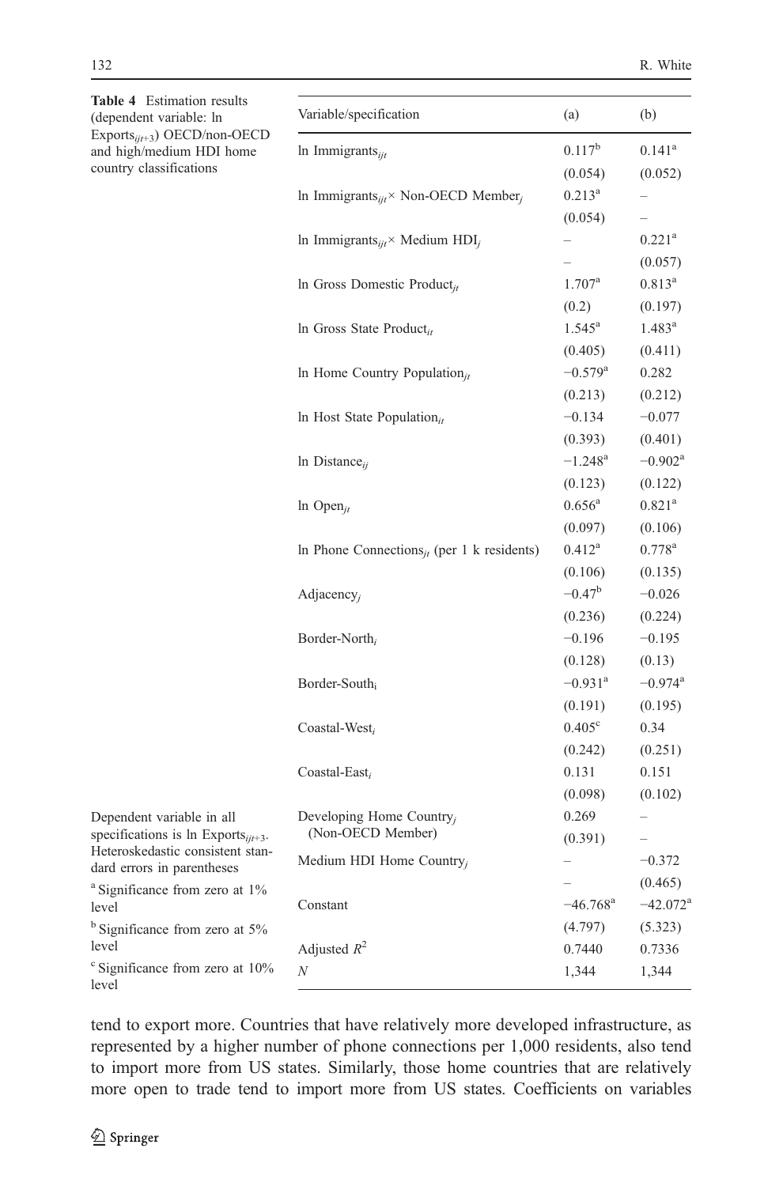**Table 4** Estimation results (dependent variable: ln $\text{Exports}_{ijt+3}$) OECD/non-OECD and high/medium HDI home country classifications

| Variable/specification | (a) | (b) |
|---|---|---|
| ln $\text{Immigrants}_{ijt}$ | 0.117[b] | 0.141[a] |
| | (0.054) | (0.052) |
| ln $\text{Immigrants}_{ijt}$ × Non-OECD $\text{Member}_j$ | 0.213[a] | – |
| | (0.054) | – |
| ln $\text{Immigrants}_{ijt}$ × Medium $\text{HDI}_j$ | – | 0.221[a] |
| | – | (0.057) |
| ln Gross Domestic $\text{Product}_{jt}$ | 1.707[a] | 0.813[a] |
| | (0.2) | (0.197) |
| ln Gross State $\text{Product}_{it}$ | 1.545[a] | 1.483[a] |
| | (0.405) | (0.411) |
| ln Home Country $\text{Population}_{jt}$ | −0.579[a] | 0.282 |
| | (0.213) | (0.212) |
| ln Host State $\text{Population}_{it}$ | −0.134 | −0.077 |
| | (0.393) | (0.401) |
| ln $\text{Distance}_{ij}$ | −1.248[a] | −0.902[a] |
| | (0.123) | (0.122) |
| ln $\text{Open}_{jt}$ | 0.656[a] | 0.821[a] |
| | (0.097) | (0.106) |
| ln Phone $\text{Connections}_{jt}$ (per 1 k residents) | 0.412[a] | 0.778[a] |
| | (0.106) | (0.135) |
| $\text{Adjacency}_j$ | −0.47[b] | −0.026 |
| | (0.236) | (0.224) |
| $\text{Border-North}_i$ | −0.196 | −0.195 |
| | (0.128) | (0.13) |
| $\text{Border-South}_i$ | −0.931[a] | −0.974[a] |
| | (0.191) | (0.195) |
| $\text{Coastal-West}_i$ | 0.405[c] | 0.34 |
| | (0.242) | (0.251) |
| $\text{Coastal-East}_i$ | 0.131 | 0.151 |
| | (0.098) | (0.102) |
| Developing Home $\text{Country}_j$ (Non-OECD Member) | 0.269 | – |
| | (0.391) | – |
| Medium HDI Home $\text{Country}_j$ | – | −0.372 |
| | – | (0.465) |
| Constant | −46.768[a] | −42.072[a] |
| | (4.797) | (5.323) |
| Adjusted $R^2$ | 0.7440 | 0.7336 |
| $N$ | 1,344 | 1,344 |

Dependent variable in all specifications is ln $\text{Exports}_{ijt+3}$. Heteroskedastic consistent standard errors in parentheses

[a] Significance from zero at 1% level

[b] Significance from zero at 5% level

[c] Significance from zero at 10% level

tend to export more. Countries that have relatively more developed infrastructure, as represented by a higher number of phone connections per 1,000 residents, also tend to import more from US states. Similarly, those home countries that are relatively more open to trade tend to import more from US states. Coefficients on variables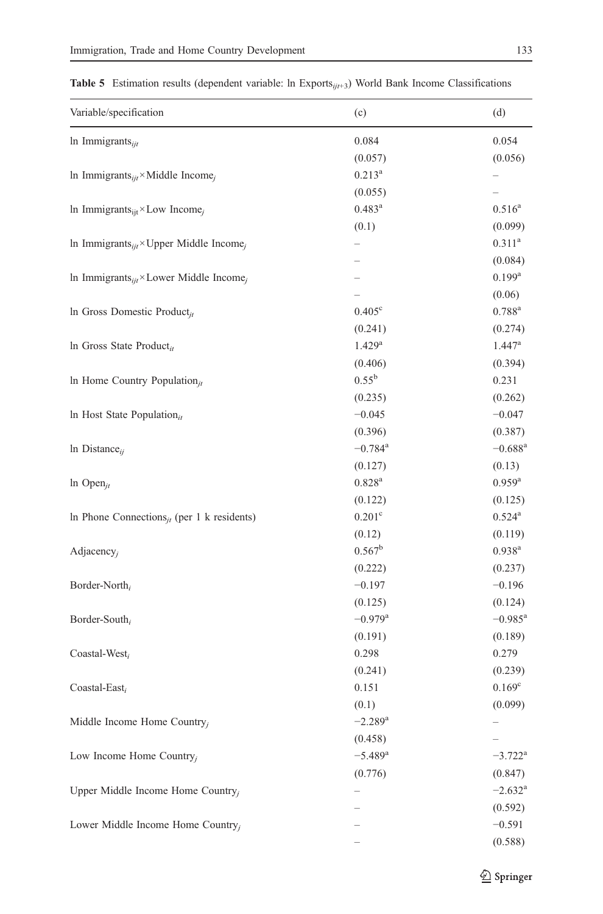**Table 5** Estimation results (dependent variable: ln $\text{Exports}_{ijt+3}$) World Bank Income Classifications

| Variable/specification | (c) | (d) |
|---|---|---|
| ln $\text{Immigrants}_{ijt}$ | 0.084 | 0.054 |
| | (0.057) | (0.056) |
| ln $\text{Immigrants}_{ijt}$ × Middle $\text{Income}_j$ | 0.213[a] | – |
| | (0.055) | – |
| ln $\text{Immigrants}_{ijt}$ × Low $\text{Income}_j$ | 0.483[a] | 0.516[a] |
| | (0.1) | (0.099) |
| ln $\text{Immigrants}_{ijt}$ × Upper Middle $\text{Income}_j$ | – | 0.311[a] |
| | – | (0.084) |
| ln $\text{Immigrants}_{ijt}$ × Lower Middle $\text{Income}_j$ | – | 0.199[a] |
| | – | (0.06) |
| ln Gross Domestic $\text{Product}_{jt}$ | 0.405[c] | 0.788[a] |
| | (0.241) | (0.274) |
| ln Gross State $\text{Product}_{it}$ | 1.429[a] | 1.447[a] |
| | (0.406) | (0.394) |
| ln Home Country $\text{Population}_{jt}$ | 0.55[b] | 0.231 |
| | (0.235) | (0.262) |
| ln Host State $\text{Population}_{it}$ | −0.045 | −0.047 |
| | (0.396) | (0.387) |
| ln $\text{Distance}_{ij}$ | −0.784[a] | −0.688[a] |
| | (0.127) | (0.13) |
| ln $\text{Open}_{jt}$ | 0.828[a] | 0.959[a] |
| | (0.122) | (0.125) |
| ln Phone $\text{Connections}_{jt}$ (per 1 k residents) | 0.201[c] | 0.524[a] |
| | (0.12) | (0.119) |
| $\text{Adjacency}_j$ | 0.567[b] | 0.938[a] |
| | (0.222) | (0.237) |
| $\text{Border-North}_i$ | −0.197 | −0.196 |
| | (0.125) | (0.124) |
| $\text{Border-South}_i$ | −0.979[a] | −0.985[a] |
| | (0.191) | (0.189) |
| $\text{Coastal-West}_i$ | 0.298 | 0.279 |
| | (0.241) | (0.239) |
| $\text{Coastal-East}_i$ | 0.151 | 0.169[c] |
| | (0.1) | (0.099) |
| Middle Income Home $\text{Country}_j$ | −2.289[a] | – |
| | (0.458) | – |
| Low Income Home $\text{Country}_j$ | −5.489[a] | −3.722[a] |
| | (0.776) | (0.847) |
| Upper Middle Income Home $\text{Country}_j$ | – | −2.632[a] |
| | – | (0.592) |
| Lower Middle Income Home $\text{Country}_j$ | – | −0.591 |
| | – | (0.588) |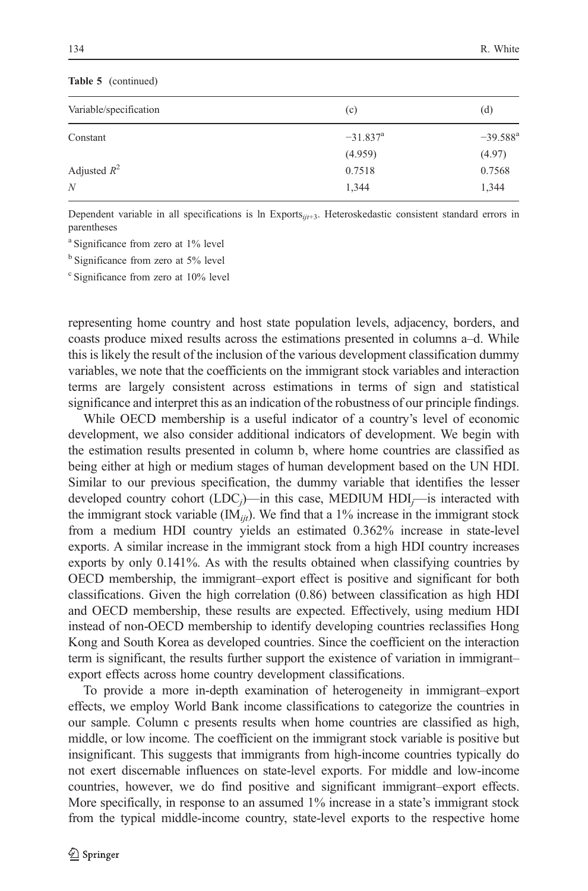**Table 5** (continued)

| Variable/specification | (c) | (d) |
|---|---|---|
| Constant | −31.837[a] | −39.588[a] |
| | (4.959) | (4.97) |
| Adjusted $R^2$ | 0.7518 | 0.7568 |
| $N$ | 1,344 | 1,344 |

Dependent variable in all specifications is ln Exports$_{ijt+3}$. Heteroskedastic consistent standard errors in parentheses

[a] Significance from zero at 1% level

[b] Significance from zero at 5% level

[c] Significance from zero at 10% level

representing home country and host state population levels, adjacency, borders, and coasts produce mixed results across the estimations presented in columns a–d. While this is likely the result of the inclusion of the various development classification dummy variables, we note that the coefficients on the immigrant stock variables and interaction terms are largely consistent across estimations in terms of sign and statistical significance and interpret this as an indication of the robustness of our principle findings.

While OECD membership is a useful indicator of a country's level of economic development, we also consider additional indicators of development. We begin with the estimation results presented in column b, where home countries are classified as being either at high or medium stages of human development based on the UN HDI. Similar to our previous specification, the dummy variable that identifies the lesser developed country cohort (LDC$_j$)—in this case, MEDIUM HDI$_j$—is interacted with the immigrant stock variable (IM$_{ijt}$). We find that a 1% increase in the immigrant stock from a medium HDI country yields an estimated 0.362% increase in state-level exports. A similar increase in the immigrant stock from a high HDI country increases exports by only 0.141%. As with the results obtained when classifying countries by OECD membership, the immigrant–export effect is positive and significant for both classifications. Given the high correlation (0.86) between classification as high HDI and OECD membership, these results are expected. Effectively, using medium HDI instead of non-OECD membership to identify developing countries reclassifies Hong Kong and South Korea as developed countries. Since the coefficient on the interaction term is significant, the results further support the existence of variation in immigrant–export effects across home country development classifications.

To provide a more in-depth examination of heterogeneity in immigrant–export effects, we employ World Bank income classifications to categorize the countries in our sample. Column c presents results when home countries are classified as high, middle, or low income. The coefficient on the immigrant stock variable is positive but insignificant. This suggests that immigrants from high-income countries typically do not exert discernable influences on state-level exports. For middle and low-income countries, however, we do find positive and significant immigrant–export effects. More specifically, in response to an assumed 1% increase in a state's immigrant stock from the typical middle-income country, state-level exports to the respective home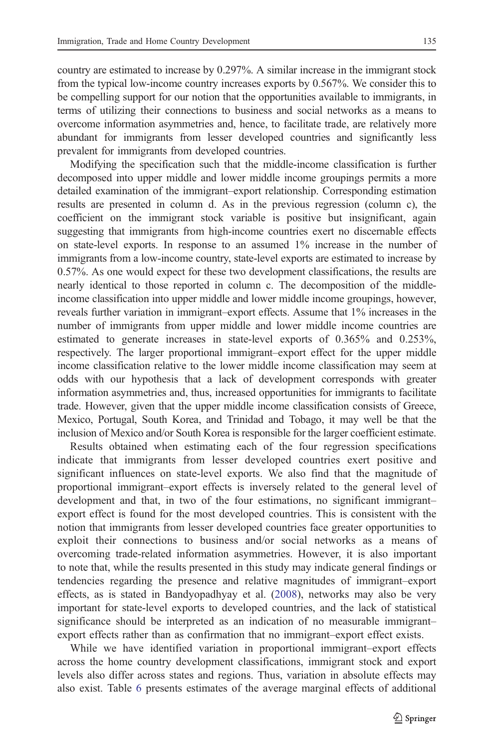country are estimated to increase by 0.297%. A similar increase in the immigrant stock from the typical low-income country increases exports by 0.567%. We consider this to be compelling support for our notion that the opportunities available to immigrants, in terms of utilizing their connections to business and social networks as a means to overcome information asymmetries and, hence, to facilitate trade, are relatively more abundant for immigrants from lesser developed countries and significantly less prevalent for immigrants from developed countries.

Modifying the specification such that the middle-income classification is further decomposed into upper middle and lower middle income groupings permits a more detailed examination of the immigrant–export relationship. Corresponding estimation results are presented in column d. As in the previous regression (column c), the coefficient on the immigrant stock variable is positive but insignificant, again suggesting that immigrants from high-income countries exert no discernable effects on state-level exports. In response to an assumed 1% increase in the number of immigrants from a low-income country, state-level exports are estimated to increase by 0.57%. As one would expect for these two development classifications, the results are nearly identical to those reported in column c. The decomposition of the middle-income classification into upper middle and lower middle income groupings, however, reveals further variation in immigrant–export effects. Assume that 1% increases in the number of immigrants from upper middle and lower middle income countries are estimated to generate increases in state-level exports of 0.365% and 0.253%, respectively. The larger proportional immigrant–export effect for the upper middle income classification relative to the lower middle income classification may seem at odds with our hypothesis that a lack of development corresponds with greater information asymmetries and, thus, increased opportunities for immigrants to facilitate trade. However, given that the upper middle income classification consists of Greece, Mexico, Portugal, South Korea, and Trinidad and Tobago, it may well be that the inclusion of Mexico and/or South Korea is responsible for the larger coefficient estimate.

Results obtained when estimating each of the four regression specifications indicate that immigrants from lesser developed countries exert positive and significant influences on state-level exports. We also find that the magnitude of proportional immigrant–export effects is inversely related to the general level of development and that, in two of the four estimations, no significant immigrant–export effect is found for the most developed countries. This is consistent with the notion that immigrants from lesser developed countries face greater opportunities to exploit their connections to business and/or social networks as a means of overcoming trade-related information asymmetries. However, it is also important to note that, while the results presented in this study may indicate general findings or tendencies regarding the presence and relative magnitudes of immigrant–export effects, as is stated in Bandyopadhyay et al. (2008), networks may also be very important for state-level exports to developed countries, and the lack of statistical significance should be interpreted as an indication of no measurable immigrant–export effects rather than as confirmation that no immigrant–export effect exists.

While we have identified variation in proportional immigrant–export effects across the home country development classifications, immigrant stock and export levels also differ across states and regions. Thus, variation in absolute effects may also exist. Table 6 presents estimates of the average marginal effects of additional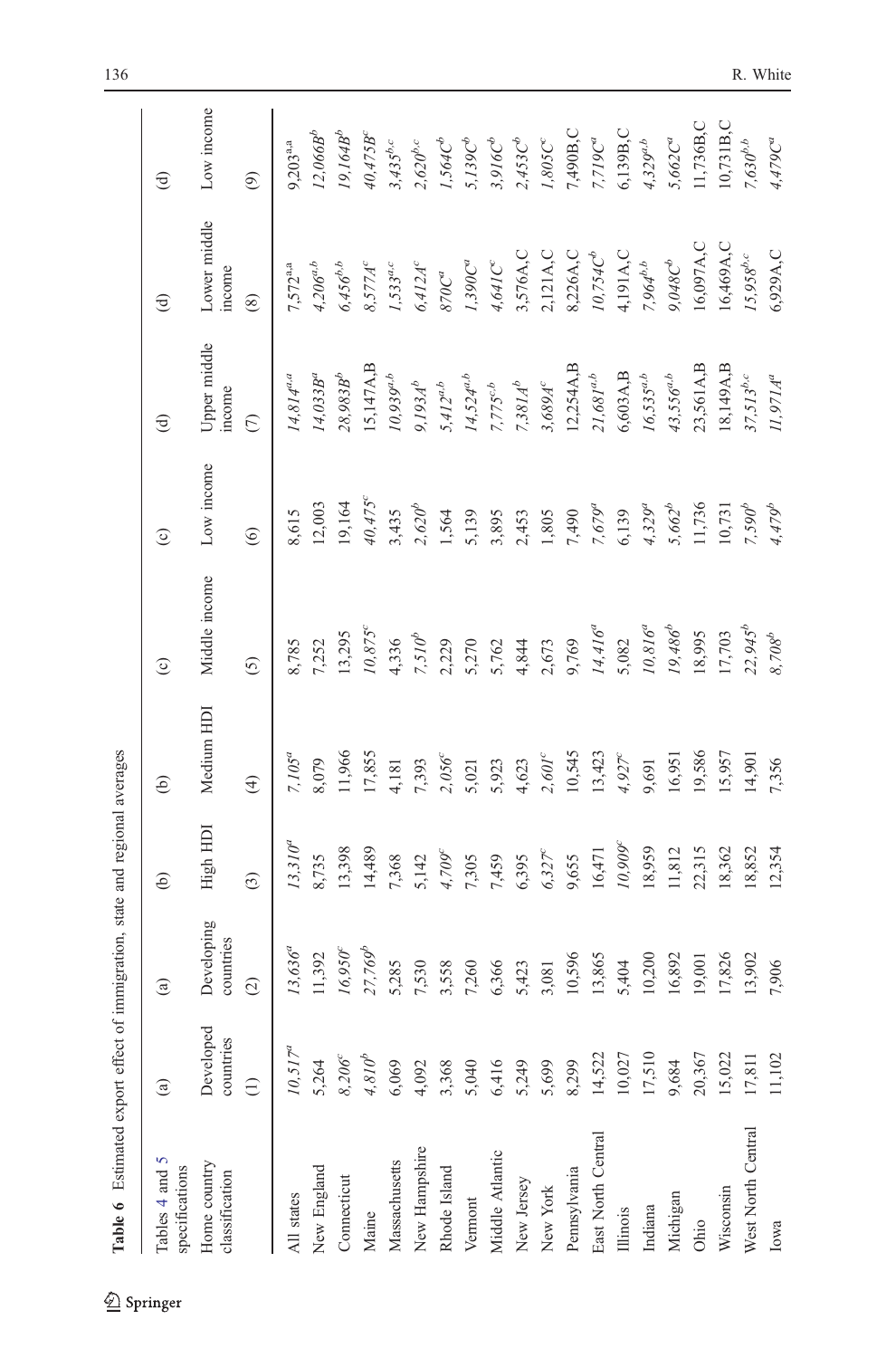**Table 6** Estimated export effect of immigration, state and regional averages

| Tables 4 and 5 specifications | (a) | (a) | (b) | (b) | (c) | (c) | (d) | (d) | (d) |
|---|---|---|---|---|---|---|---|---|---|
| Home country classification | Developed countries | Developing countries | High HDI | Medium HDI | Middle income | Low income | Upper middle income | Lower middle income | Low income |
| | (1) | (2) | (3) | (4) | (5) | (6) | (7) | (8) | (9) |
| All states | *10,517*[a] | *13,636*[a] | *13,310*[a] | *7,105*[a] | 8,785 | 8,615 | *14,814*[a,a] | *7,572*[a,a] | *9,203*[a,a] |
| New England | 5,264 | 11,392 | 8,735 | 8,079 | 7,252 | 12,003 | *14,033B*[a] | *4,206*[a,b] | *12,066B*[b] |
| Connecticut | *8,206*[c] | *16,950*[c] | 13,398 | 11,966 | 13,295 | 19,164 | *28,983B*[b] | *6,456*[b,b] | *19,164B*[b] |
| Maine | *4,810*[b] | *27,769*[b] | 14,489 | 17,855 | *10,875*[c] | *40,475*[c] | 15,147A,B | *8,577A*[c] | *40,475B*[c] |
| Massachusetts | 6,069 | 5,285 | 7,368 | 4,181 | 4,336 | 3,435 | *10,939*[a,b] | *1,533*[a,c] | *3,435*[b,c] |
| New Hampshire | 4,092 | 7,530 | 5,142 | 7,393 | *7,510*[b] | *2,620*[b] | *9,193A*[b] | *6,412A*[c] | *2,620*[b,c] |
| Rhode Island | 3,368 | 3,558 | *4,709*[c] | *2,056*[c] | 2,229 | 1,564 | *5,412*[a,b] | *870C*[a] | *1,564C*[b] |
| Vermont | 5,040 | 7,260 | 7,305 | 5,021 | 5,270 | 5,139 | *14,524*[a,b] | *1,390C*[a] | *5,139C*[b] |
| Middle Atlantic | 6,416 | 6,366 | 7,459 | 5,923 | 5,762 | 3,895 | *7,775*[c,b] | *4,641C*[c] | *3,916C*[b] |
| New Jersey | 5,249 | 5,423 | 6,395 | 4,623 | 4,844 | 2,453 | *7,381A*[b] | 3,576A,C | *2,453C*[b] |
| New York | 5,699 | 3,081 | *6,327*[c] | *2,601*[c] | 2,673 | 1,805 | *3,689A*[c] | 2,121A,C | *1,805C*[c] |
| Pennsylvania | 8,299 | 10,596 | 9,655 | 10,545 | 9,769 | 7,490 | 12,254A,B | 8,226A,C | 7,490B,C |
| East North Central | 14,522 | 13,865 | 16,471 | 13,423 | *14,416*[a] | *7,679*[a] | *21,681*[a,b] | *10,754C*[b] | *7,719C*[a] |
| Illinois | 10,027 | 5,404 | *10,909*[c] | *4,927*[c] | 5,082 | 6,139 | 6,603A,B | 4,191A,C | 6,139B,C |
| Indiana | 17,510 | 10,200 | 18,959 | 9,691 | *10,816*[a] | *4,329*[a] | *16,535*[a,b] | *7,964*[b,b] | *4,329*[a,b] |
| Michigan | 9,684 | 16,892 | 11,812 | 16,951 | *19,486*[b] | *5,662*[b] | *43,556*[a,b] | *9,048C*[b] | *5,662C*[a] |
| Ohio | 20,367 | 19,001 | 22,315 | 19,586 | 18,995 | 11,736 | 23,561A,B | 16,097A,C | 11,736B,C |
| Wisconsin | 15,022 | 17,826 | 18,362 | 15,957 | 17,703 | 10,731 | 18,149A,B | 16,469A,C | 10,731B,C |
| West North Central | 17,811 | 13,902 | 18,852 | 14,901 | *22,945*[b] | *7,590*[b] | *37,513*[b,c] | *15,958*[b,c] | *7,630*[b,b] |
| Iowa | 11,102 | 7,906 | 12,354 | 7,356 | *8,708*[b] | *4,479*[b] | *11,971A*[a] | 6,929A,C | *4,479C*[a] |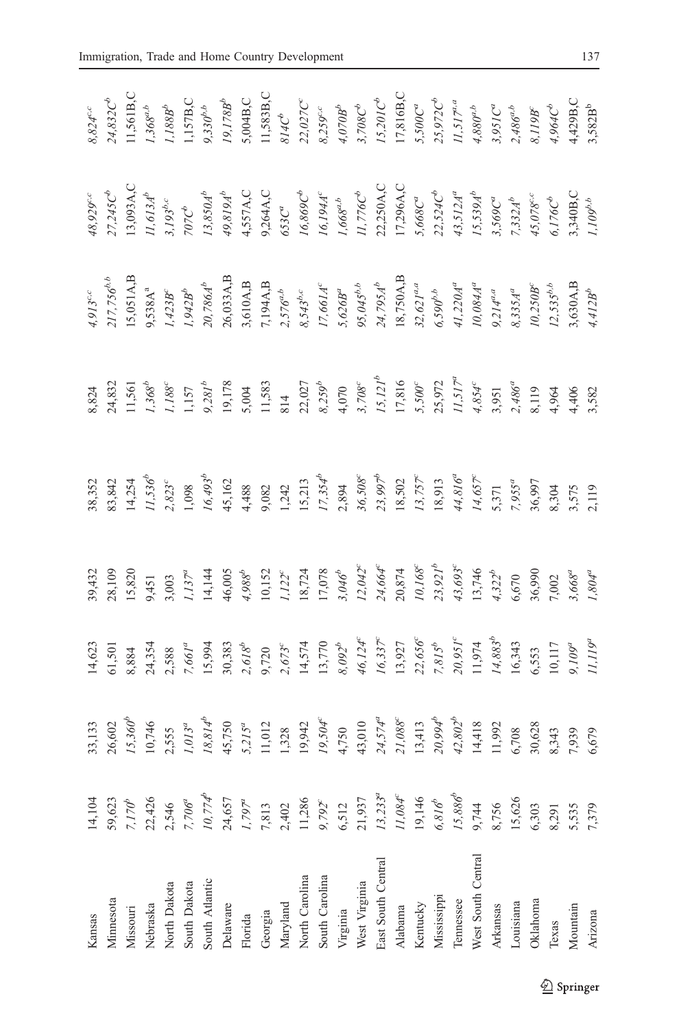| | | | | | | | | | |
|---|---|---|---|---|---|---|---|---|---|
| Kansas | 14,104 | 33,133 | 14,623 | 39,432 | 38,352 | 8,824 | *4,913*$^{c,c}$ | *48,929*$^{c,c}$ | *8,824*$^{c,c}$ |
| Minnesota | 59,623 | 26,602 | 61,501 | 28,109 | 83,842 | 24,832 | *217,756*$^{b,b}$ | *27,245C*$^{b}$ | *24,832C*$^{b}$ |
| Missouri | *7,170*$^{b}$ | *15,360*$^{b}$ | 8,884 | 15,820 | 14,254 | 11,561 | 15,051A,B | 13,093A,C | 11,561B,C |
| Nebraska | 22,426 | 10,746 | 24,354 | 9,451 | *11,536*$^{b}$ | *1,368*$^{b}$ | 9,538A$^{a}$ | *11,613A*$^{b}$ | *1,368*$^{a,b}$ |
| North Dakota | 2,546 | 2,555 | 2,588 | 3,003 | *2,823*$^{c}$ | *1,188*$^{c}$ | *1,423B*$^{c}$ | *3,193*$^{b,c}$ | *1,188B*$^{b}$ |
| South Dakota | *7,706*$^{a}$ | *1,013*$^{a}$ | *7,661*$^{a}$ | *1,137*$^{a}$ | 1,098 | 1,157 | *1,942B*$^{b}$ | *707C*$^{b}$ | 1,157B,C |
| South Atlantic | *10,774*$^{b}$ | *18,814*$^{b}$ | 15,994 | 14,144 | *16,493*$^{b}$ | *9,281*$^{b}$ | *20,786A*$^{b}$ | *13,850A*$^{b}$ | *9,330*$^{b,b}$ |
| Delaware | 24,657 | 45,750 | 30,383 | 46,005 | 45,162 | 19,178 | 26,033A,B | *49,819A*$^{b}$ | *19,178B*$^{b}$ |
| Florida | *1,797*$^{a}$ | *5,215*$^{a}$ | *2,618*$^{b}$ | *4,988*$^{b}$ | 4,488 | 5,004 | 3,610A,B | 4,557A,C | 5,004B,C |
| Georgia | 7,813 | 11,012 | 9,720 | 10,152 | 9,082 | 11,583 | 7,194A,B | 9,264A,C | 11,583B,C |
| Maryland | 2,402 | 1,328 | *2,673*$^{c}$ | *1,122*$^{c}$ | 1,242 | 814 | *2,576*$^{a,b}$ | *653C*$^{a}$ | *814C*$^{b}$ |
| North Carolina | 11,286 | 19,942 | 14,574 | 18,724 | 15,213 | 22,027 | *8,543*$^{b,c}$ | *16,869C*$^{b}$ | *22,027C*$^{c}$ |
| South Carolina | *9,792*$^{c}$ | *19,504*$^{c}$ | 13,770 | 17,078 | *17,354*$^{b}$ | *8,259*$^{b}$ | *17,661A*$^{c}$ | *16,194A*$^{c}$ | *8,259*$^{c,c}$ |
| Virginia | 6,512 | 4,750 | *8,092*$^{b}$ | *3,046*$^{b}$ | 2,894 | 4,070 | *5,626B*$^{a}$ | *1,668*$^{a,b}$ | *4,070B*$^{b}$ |
| West Virginia | 21,937 | 43,010 | *46,124*$^{c}$ | *12,042*$^{c}$ | *36,508*$^{c}$ | *3,708*$^{c}$ | *95,045*$^{b,b}$ | *11,776C*$^{b}$ | *3,708C*$^{b}$ |
| East South Central | *13,233*$^{a}$ | *24,574*$^{a}$ | *16,337*$^{c}$ | *24,664*$^{c}$ | *23,997*$^{b}$ | *15,121*$^{b}$ | *24,795A*$^{b}$ | 22,250A,C | *15,201C*$^{b}$ |
| Alabama | *11,084*$^{c}$ | *21,088*$^{c}$ | 13,927 | 20,874 | 18,502 | 17,816 | 18,750A,B | 17,296A,C | 17,816B,C |
| Kentucky | 19,146 | 13,413 | *22,656*$^{c}$ | *10,168*$^{c}$ | *13,757*$^{c}$ | *5,500*$^{c}$ | *32,621*$^{a,a}$ | *5,668C*$^{a}$ | *5,500C*$^{a}$ |
| Mississippi | *6,816*$^{b}$ | *20,994*$^{b}$ | *7,815*$^{b}$ | *23,921*$^{b}$ | 18,913 | 25,972 | *6,590*$^{b,b}$ | *22,524C*$^{b}$ | *25,972C*$^{b}$ |
| Tennessee | *15,886*$^{b}$ | *42,802*$^{b}$ | *20,951*$^{c}$ | *43,693*$^{c}$ | *44,816*$^{a}$ | *11,517*$^{a}$ | *41,220A*$^{a}$ | *43,512A*$^{a}$ | *11,517*$^{a,a}$ |
| West South Central | 9,744 | 14,418 | 11,974 | 13,746 | *14,657*$^{c}$ | *4,854*$^{c}$ | *10,084A*$^{a}$ | *15,539A*$^{b}$ | *4,880*$^{a,b}$ |
| Arkansas | 8,756 | 11,992 | *14,883*$^{b}$ | *4,322*$^{b}$ | 5,371 | 3,951 | *9,214*$^{a,a}$ | *3,569C*$^{a}$ | *3,951C*$^{a}$ |
| Louisiana | 15,626 | 6,708 | 16,343 | 6,670 | *7,955*$^{a}$ | *2,486*$^{a}$ | *8,335A*$^{a}$ | *7,332A*$^{b}$ | *2,486*$^{a,b}$ |
| Oklahoma | 6,303 | 30,628 | 6,553 | 36,990 | 36,997 | 8,119 | *10,250B*$^{c}$ | *45,078*$^{c,c}$ | *8,119B*$^{c}$ |
| Texas | 8,291 | 8,343 | 10,117 | 7,002 | 8,304 | 4,964 | *12,535*$^{b,b}$ | *6,176C*$^{b}$ | *4,964C*$^{b}$ |
| Mountain | 5,535 | 7,939 | *9,109*$^{a}$ | *3,668*$^{a}$ | 3,575 | 4,406 | 3,630A,B | 3,340B,C | 4,429B,C |
| Arizona | 7,379 | 6,679 | *11,119*$^{a}$ | *1,804*$^{a}$ | 2,119 | 3,582 | *4,412B*$^{b}$ | *1,109*$^{b,b}$ | 3,582B$^{b}$ |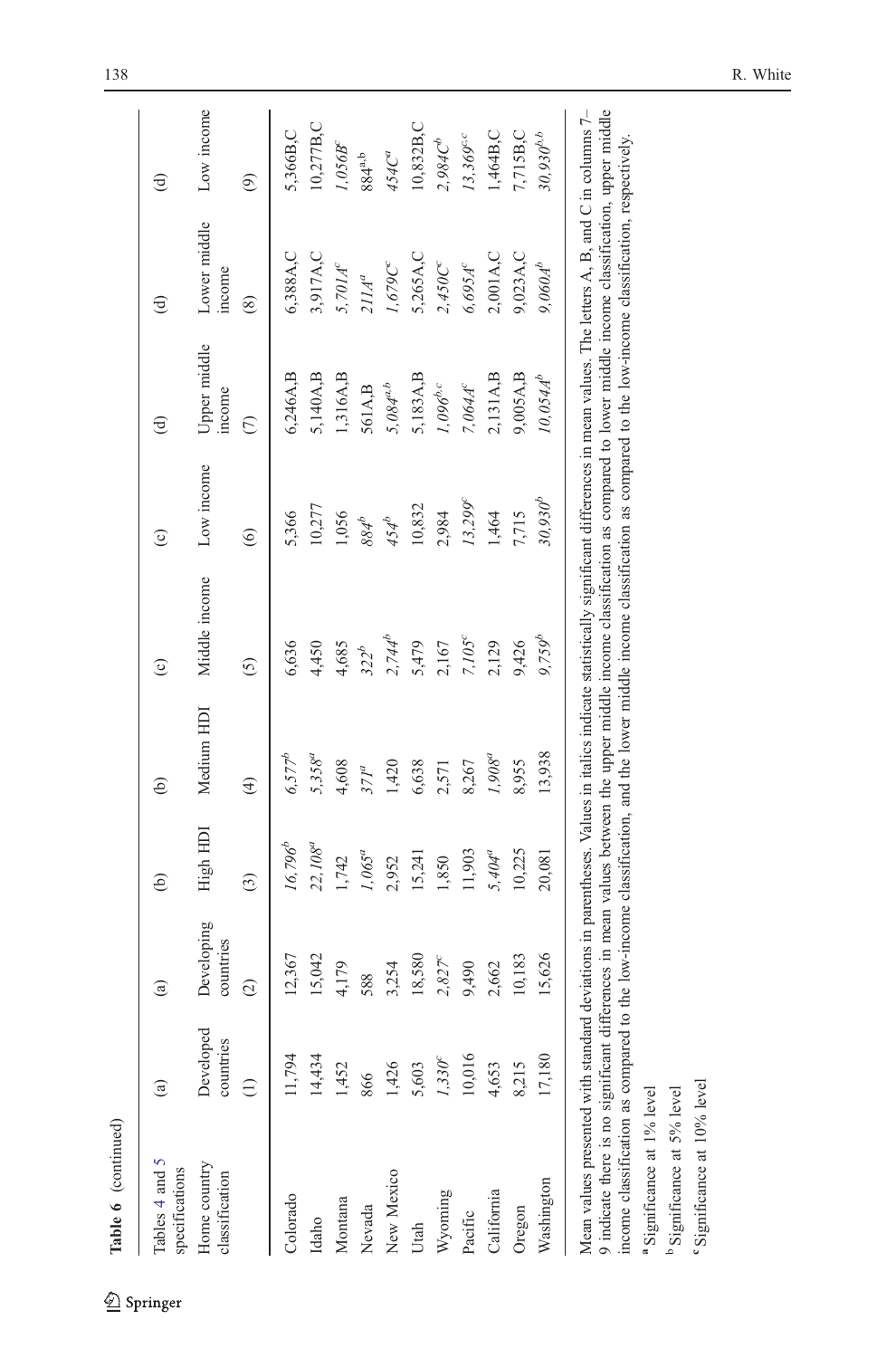**Table 6** (continued)

| Tables 4 and 5 specifications | (a) | (a) | (b) | (b) | (c) | (c) | (d) | (d) | (d) |
|---|---|---|---|---|---|---|---|---|---|
| Home country classification | Developed countries | Developing countries | High HDI | Medium HDI | Middle income | Low income | Upper middle income | Lower middle income | Low income |
| | (1) | (2) | (3) | (4) | (5) | (6) | (7) | (8) | (9) |
| Colorado | 11,794 | 12,367 | *16,796*[b] | *6,577*[b] | 6,636 | 5,366 | 6,246A,B | 6,388A,C | 5,366B,C |
| Idaho | 14,434 | 15,042 | *22,108*[a] | *5,358*[a] | 4,450 | 10,277 | 5,140A,B | 3,917A,C | 10,277B,C |
| Montana | 1,452 | 4,179 | 1,742 | 4,608 | 4,685 | 1,056 | 1,316A,B | *5,701A*[c] | *1,056B*[c] |
| Nevada | 866 | 588 | *1,065*[a] | *371*[a] | *322*[b] | *884*[b] | 561A,B | *211A*[a] | 884[a,b] |
| New Mexico | 1,426 | 3,254 | 2,952 | 1,420 | *2,744*[b] | *454*[b] | *5,084*[a,b] | *1,679C*[c] | *454C*[a] |
| Utah | 5,603 | 18,580 | 15,241 | 6,638 | 5,479 | 10,832 | 5,183A,B | 5,265A,C | 10,832B,C |
| Wyoming | *1,330*[c] | *2,827*[c] | 1,850 | 2,571 | 2,167 | 2,984 | *1,096*[b,c] | *2,450C*[c] | *2,984C*[b] |
| Pacific | 10,016 | 9,490 | 11,903 | 8,267 | *7,105*[c] | *13,299*[c] | *7,064A*[c] | *6,695A*[c] | *13,369*[c,c] |
| California | 4,653 | 2,662 | *5,404*[a] | *1,908*[a] | 2,129 | 1,464 | 2,131A,B | 2,001A,C | 1,464B,C |
| Oregon | 8,215 | 10,183 | 10,225 | 8,955 | 9,426 | 7,715 | 9,005A,B | 9,023A,C | 7,715B,C |
| Washington | 17,180 | 15,626 | 20,081 | 13,938 | *9,759*[b] | *30,930*[b] | *10,054A*[b] | *9,060A*[b] | *30,930*[b,b] |

Mean values presented with standard deviations in parentheses. Values in italics indicate statistically significant differences in mean values. The letters A, B, and C in columns 7–9 indicate there is no significant differences in mean values between the upper middle income classification as compared to lower middle income classification, upper middle income classification as compared to the low-income classification, and the lower middle income classification as compared to the low-income classification, respectively.

[a] Significance at 1% level

[b] Significance at 5% level

[c] Significance at 10% level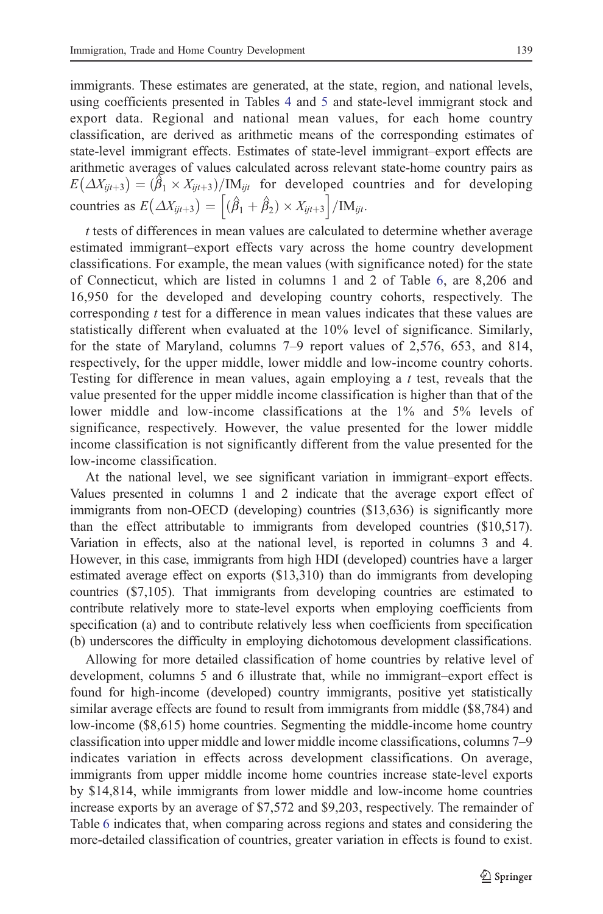immigrants. These estimates are generated, at the state, region, and national levels, using coefficients presented in Tables 4 and 5 and state-level immigrant stock and export data. Regional and national mean values, for each home country classification, are derived as arithmetic means of the corresponding estimates of state-level immigrant effects. Estimates of state-level immigrant–export effects are arithmetic averages of values calculated across relevant state-home country pairs as $E(\Delta X_{ijt+3}) = (\hat{\beta}_1 \times X_{ijt+3})/\text{IM}_{ijt}$ for developed countries and for developing countries as $E(\Delta X_{ijt+3}) = \left[(\hat{\beta}_1 + \hat{\beta}_2) \times X_{ijt+3}\right]/\text{IM}_{ijt}$.

*t* tests of differences in mean values are calculated to determine whether average estimated immigrant–export effects vary across the home country development classifications. For example, the mean values (with significance noted) for the state of Connecticut, which are listed in columns 1 and 2 of Table 6, are 8,206 and 16,950 for the developed and developing country cohorts, respectively. The corresponding *t* test for a difference in mean values indicates that these values are statistically different when evaluated at the 10% level of significance. Similarly, for the state of Maryland, columns 7–9 report values of 2,576, 653, and 814, respectively, for the upper middle, lower middle and low-income country cohorts. Testing for difference in mean values, again employing a *t* test, reveals that the value presented for the upper middle income classification is higher than that of the lower middle and low-income classifications at the 1% and 5% levels of significance, respectively. However, the value presented for the lower middle income classification is not significantly different from the value presented for the low-income classification.

At the national level, we see significant variation in immigrant–export effects. Values presented in columns 1 and 2 indicate that the average export effect of immigrants from non-OECD (developing) countries ($13,636) is significantly more than the effect attributable to immigrants from developed countries ($10,517). Variation in effects, also at the national level, is reported in columns 3 and 4. However, in this case, immigrants from high HDI (developed) countries have a larger estimated average effect on exports ($13,310) than do immigrants from developing countries ($7,105). That immigrants from developing countries are estimated to contribute relatively more to state-level exports when employing coefficients from specification (a) and to contribute relatively less when coefficients from specification (b) underscores the difficulty in employing dichotomous development classifications.

Allowing for more detailed classification of home countries by relative level of development, columns 5 and 6 illustrate that, while no immigrant–export effect is found for high-income (developed) country immigrants, positive yet statistically similar average effects are found to result from immigrants from middle ($8,784) and low-income ($8,615) home countries. Segmenting the middle-income home country classification into upper middle and lower middle income classifications, columns 7–9 indicates variation in effects across development classifications. On average, immigrants from upper middle income home countries increase state-level exports by $14,814, while immigrants from lower middle and low-income home countries increase exports by an average of $7,572 and $9,203, respectively. The remainder of Table 6 indicates that, when comparing across regions and states and considering the more-detailed classification of countries, greater variation in effects is found to exist.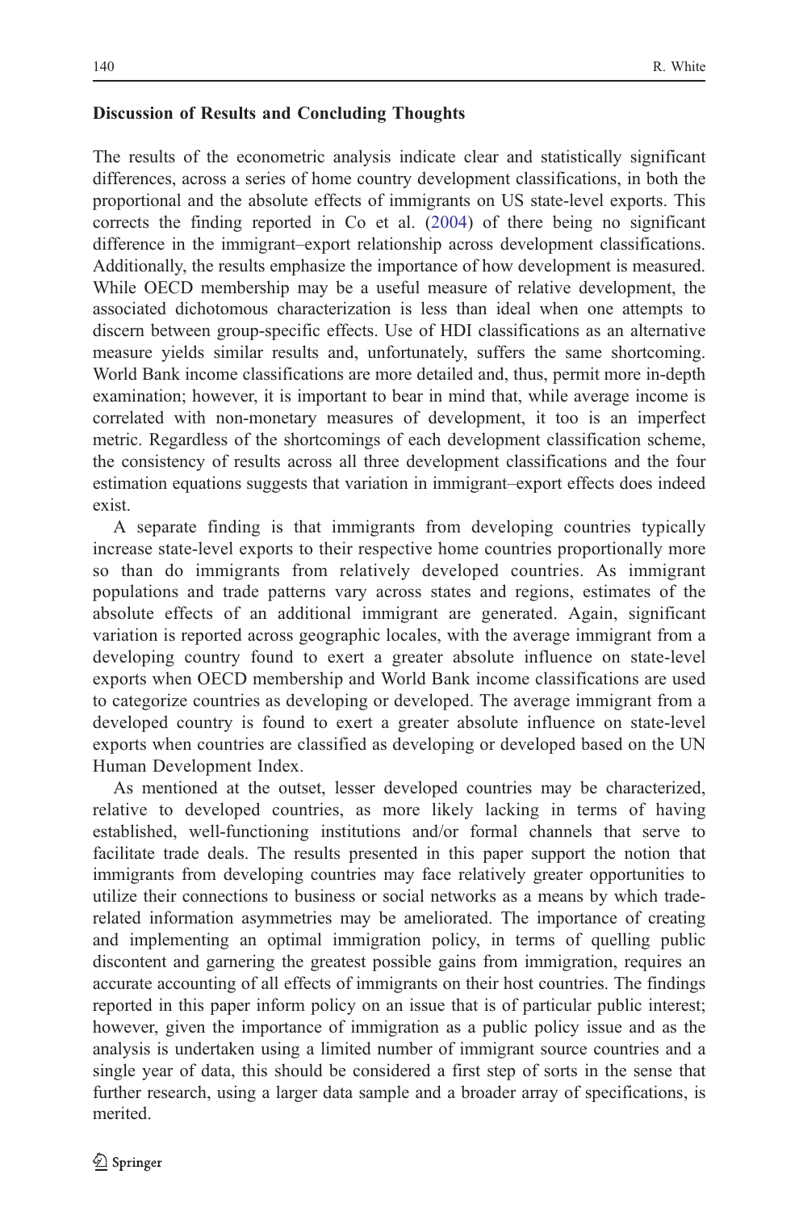## Discussion of Results and Concluding Thoughts

The results of the econometric analysis indicate clear and statistically significant differences, across a series of home country development classifications, in both the proportional and the absolute effects of immigrants on US state-level exports. This corrects the finding reported in Co et al. (2004) of there being no significant difference in the immigrant–export relationship across development classifications. Additionally, the results emphasize the importance of how development is measured. While OECD membership may be a useful measure of relative development, the associated dichotomous characterization is less than ideal when one attempts to discern between group-specific effects. Use of HDI classifications as an alternative measure yields similar results and, unfortunately, suffers the same shortcoming. World Bank income classifications are more detailed and, thus, permit more in-depth examination; however, it is important to bear in mind that, while average income is correlated with non-monetary measures of development, it too is an imperfect metric. Regardless of the shortcomings of each development classification scheme, the consistency of results across all three development classifications and the four estimation equations suggests that variation in immigrant–export effects does indeed exist.

A separate finding is that immigrants from developing countries typically increase state-level exports to their respective home countries proportionally more so than do immigrants from relatively developed countries. As immigrant populations and trade patterns vary across states and regions, estimates of the absolute effects of an additional immigrant are generated. Again, significant variation is reported across geographic locales, with the average immigrant from a developing country found to exert a greater absolute influence on state-level exports when OECD membership and World Bank income classifications are used to categorize countries as developing or developed. The average immigrant from a developed country is found to exert a greater absolute influence on state-level exports when countries are classified as developing or developed based on the UN Human Development Index.

As mentioned at the outset, lesser developed countries may be characterized, relative to developed countries, as more likely lacking in terms of having established, well-functioning institutions and/or formal channels that serve to facilitate trade deals. The results presented in this paper support the notion that immigrants from developing countries may face relatively greater opportunities to utilize their connections to business or social networks as a means by which trade-related information asymmetries may be ameliorated. The importance of creating and implementing an optimal immigration policy, in terms of quelling public discontent and garnering the greatest possible gains from immigration, requires an accurate accounting of all effects of immigrants on their host countries. The findings reported in this paper inform policy on an issue that is of particular public interest; however, given the importance of immigration as a public policy issue and as the analysis is undertaken using a limited number of immigrant source countries and a single year of data, this should be considered a first step of sorts in the sense that further research, using a larger data sample and a broader array of specifications, is merited.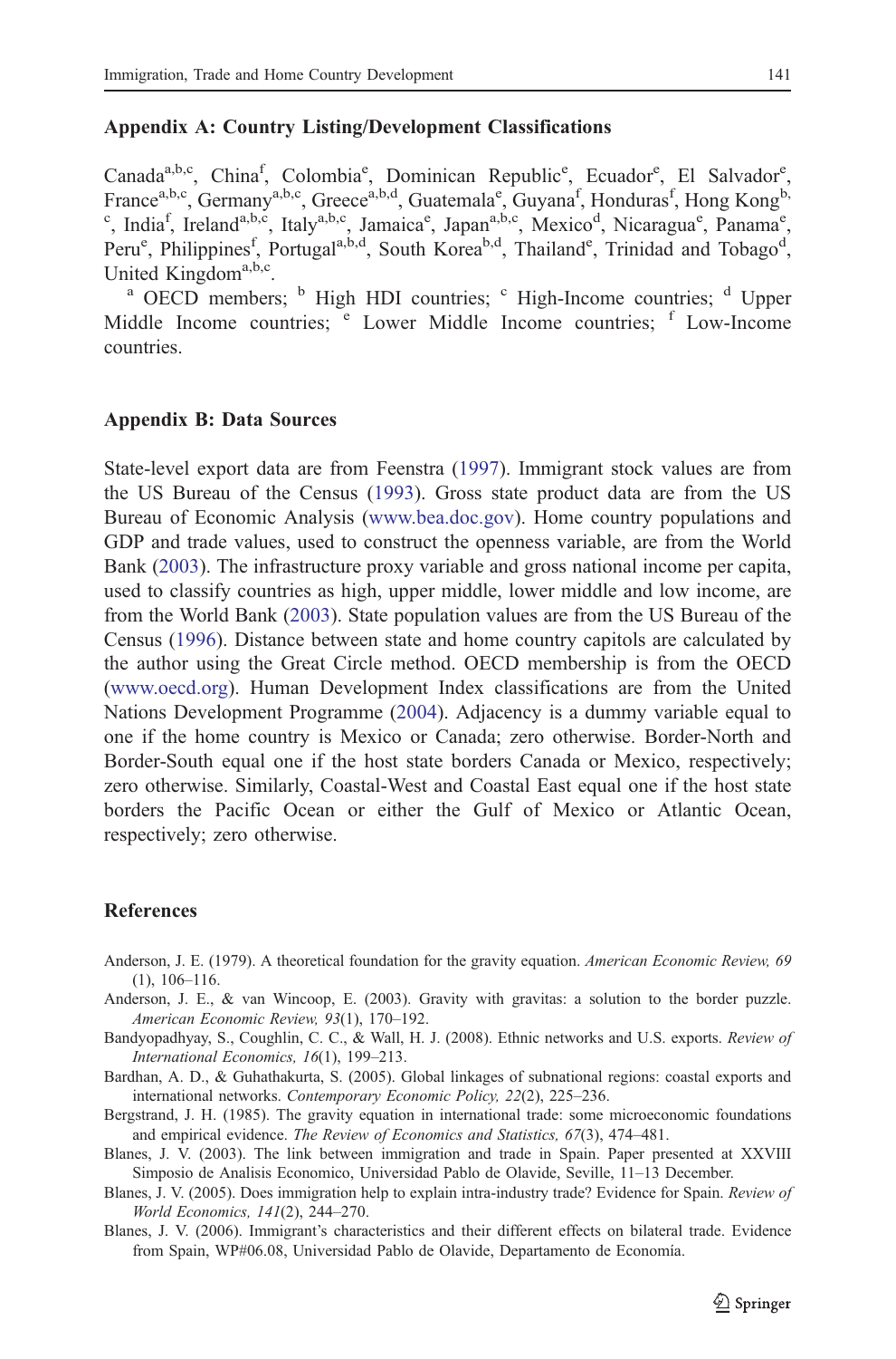## Appendix A: Country Listing/Development Classifications

Canada[a,b,c], China[f], Colombia[e], Dominican Republic[e], Ecuador[e], El Salvador[e], France[a,b,c], Germany[a,b,c], Greece[a,b,d], Guatemala[e], Guyana[f], Honduras[f], Hong Kong[b,c], India[f], Ireland[a,b,c], Italy[a,b,c], Jamaica[e], Japan[a,b,c], Mexico[d], Nicaragua[e], Panama[e], Peru[e], Philippines[f], Portugal[a,b,d], South Korea[b,d], Thailand[e], Trinidad and Tobago[d], United Kingdom[a,b,c].

[a] OECD members; [b] High HDI countries; [c] High-Income countries; [d] Upper Middle Income countries; [e] Lower Middle Income countries; [f] Low-Income countries.

## Appendix B: Data Sources

State-level export data are from Feenstra (1997). Immigrant stock values are from the US Bureau of the Census (1993). Gross state product data are from the US Bureau of Economic Analysis (www.bea.doc.gov). Home country populations and GDP and trade values, used to construct the openness variable, are from the World Bank (2003). The infrastructure proxy variable and gross national income per capita, used to classify countries as high, upper middle, lower middle and low income, are from the World Bank (2003). State population values are from the US Bureau of the Census (1996). Distance between state and home country capitols are calculated by the author using the Great Circle method. OECD membership is from the OECD (www.oecd.org). Human Development Index classifications are from the United Nations Development Programme (2004). Adjacency is a dummy variable equal to one if the home country is Mexico or Canada; zero otherwise. Border-North and Border-South equal one if the host state borders Canada or Mexico, respectively; zero otherwise. Similarly, Coastal-West and Coastal East equal one if the host state borders the Pacific Ocean or either the Gulf of Mexico or Atlantic Ocean, respectively; zero otherwise.

## References

Anderson, J. E. (1979). A theoretical foundation for the gravity equation. *American Economic Review, 69*(1), 106–116.

Anderson, J. E., & van Wincoop, E. (2003). Gravity with gravitas: a solution to the border puzzle. *American Economic Review, 93*(1), 170–192.

Bandyopadhyay, S., Coughlin, C. C., & Wall, H. J. (2008). Ethnic networks and U.S. exports. *Review of International Economics, 16*(1), 199–213.

Bardhan, A. D., & Guhathakurta, S. (2005). Global linkages of subnational regions: coastal exports and international networks. *Contemporary Economic Policy, 22*(2), 225–236.

Bergstrand, J. H. (1985). The gravity equation in international trade: some microeconomic foundations and empirical evidence. *The Review of Economics and Statistics, 67*(3), 474–481.

Blanes, J. V. (2003). The link between immigration and trade in Spain. Paper presented at XXVIII Simposio de Analisis Economico, Universidad Pablo de Olavide, Seville, 11–13 December.

Blanes, J. V. (2005). Does immigration help to explain intra-industry trade? Evidence for Spain. *Review of World Economics, 141*(2), 244–270.

Blanes, J. V. (2006). Immigrant's characteristics and their different effects on bilateral trade. Evidence from Spain, WP#06.08, Universidad Pablo de Olavide, Departamento de Economía.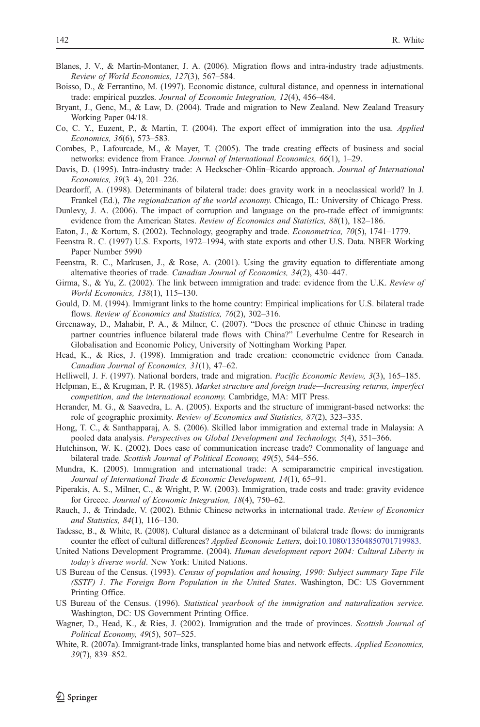Blanes, J. V., & Martín-Montaner, J. A. (2006). Migration flows and intra-industry trade adjustments. *Review of World Economics, 127*(3), 567–584.

Boisso, D., & Ferrantino, M. (1997). Economic distance, cultural distance, and openness in international trade: empirical puzzles. *Journal of Economic Integration, 12*(4), 456–484.

Bryant, J., Genc, M., & Law, D. (2004). Trade and migration to New Zealand. New Zealand Treasury Working Paper 04/18.

Co, C. Y., Euzent, P., & Martin, T. (2004). The export effect of immigration into the usa. *Applied Economics, 36*(6), 573–583.

Combes, P., Lafourcade, M., & Mayer, T. (2005). The trade creating effects of business and social networks: evidence from France. *Journal of International Economics, 66*(1), 1–29.

Davis, D. (1995). Intra-industry trade: A Heckscher–Ohlin–Ricardo approach. *Journal of International Economics, 39*(3–4), 201–226.

Deardorff, A. (1998). Determinants of bilateral trade: does gravity work in a neoclassical world? In J. Frankel (Ed.), *The regionalization of the world economy.* Chicago, IL: University of Chicago Press.

Dunlevy, J. A. (2006). The impact of corruption and language on the pro-trade effect of immigrants: evidence from the American States. *Review of Economics and Statistics, 88*(1), 182–186.

Eaton, J., & Kortum, S. (2002). Technology, geography and trade. *Econometrica, 70*(5), 1741–1779.

Feenstra R. C. (1997) U.S. Exports, 1972–1994, with state exports and other U.S. Data. NBER Working Paper Number 5990

Feenstra, R. C., Markusen, J., & Rose, A. (2001). Using the gravity equation to differentiate among alternative theories of trade. *Canadian Journal of Economics, 34*(2), 430–447.

Girma, S., & Yu, Z. (2002). The link between immigration and trade: evidence from the U.K. *Review of World Economics, 138*(1), 115–130.

Gould, D. M. (1994). Immigrant links to the home country: Empirical implications for U.S. bilateral trade flows. *Review of Economics and Statistics, 76*(2), 302–316.

Greenaway, D., Mahabir, P. A., & Milner, C. (2007). "Does the presence of ethnic Chinese in trading partner countries influence bilateral trade flows with China?" Leverhulme Centre for Research in Globalisation and Economic Policy, University of Nottingham Working Paper.

Head, K., & Ries, J. (1998). Immigration and trade creation: econometric evidence from Canada. *Canadian Journal of Economics, 31*(1), 47–62.

Helliwell, J. F. (1997). National borders, trade and migration. *Pacific Economic Review, 3*(3), 165–185.

Helpman, E., & Krugman, P. R. (1985). *Market structure and foreign trade—Increasing returns, imperfect competition, and the international economy.* Cambridge, MA: MIT Press.

Herander, M. G., & Saavedra, L. A. (2005). Exports and the structure of immigrant-based networks: the role of geographic proximity. *Review of Economics and Statistics, 87*(2), 323–335.

Hong, T. C., & Santhapparaj, A. S. (2006). Skilled labor immigration and external trade in Malaysia: A pooled data analysis. *Perspectives on Global Development and Technology, 5*(4), 351–366.

Hutchinson, W. K. (2002). Does ease of communication increase trade? Commonality of language and bilateral trade. *Scottish Journal of Political Economy, 49*(5), 544–556.

Mundra, K. (2005). Immigration and international trade: A semiparametric empirical investigation. *Journal of International Trade & Economic Development, 14*(1), 65–91.

Piperakis, A. S., Milner, C., & Wright, P. W. (2003). Immigration, trade costs and trade: gravity evidence for Greece. *Journal of Economic Integration, 18*(4), 750–62.

Rauch, J., & Trindade, V. (2002). Ethnic Chinese networks in international trade. *Review of Economics and Statistics, 84*(1), 116–130.

Tadesse, B., & White, R. (2008). Cultural distance as a determinant of bilateral trade flows: do immigrants counter the effect of cultural differences? *Applied Economic Letters*, doi:10.1080/13504850701719983.

United Nations Development Programme. (2004). *Human development report 2004: Cultural Liberty in today's diverse world*. New York: United Nations.

US Bureau of the Census. (1993). *Census of population and housing, 1990: Subject summary Tape File (SSTF) 1. The Foreign Born Population in the United States*. Washington, DC: US Government Printing Office.

US Bureau of the Census. (1996). *Statistical yearbook of the immigration and naturalization service*. Washington, DC: US Government Printing Office.

Wagner, D., Head, K., & Ries, J. (2002). Immigration and the trade of provinces. *Scottish Journal of Political Economy, 49*(5), 507–525.

White, R. (2007a). Immigrant-trade links, transplanted home bias and network effects. *Applied Economics, 39*(7), 839–852.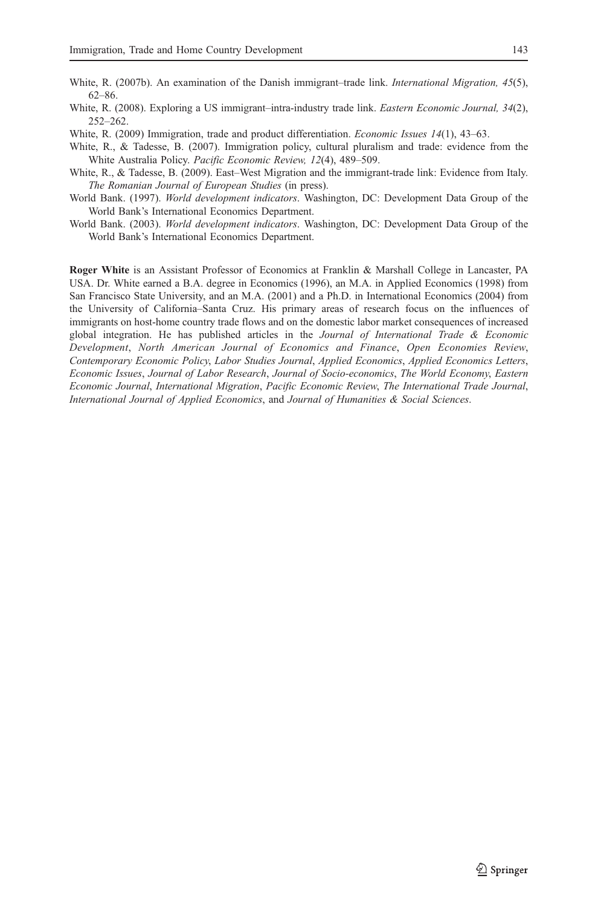White, R. (2007b). An examination of the Danish immigrant–trade link. *International Migration, 45*(5), 62–86.

White, R. (2008). Exploring a US immigrant–intra-industry trade link. *Eastern Economic Journal, 34*(2), 252–262.

White, R. (2009) Immigration, trade and product differentiation. *Economic Issues 14*(1), 43–63.

White, R., & Tadesse, B. (2007). Immigration policy, cultural pluralism and trade: evidence from the White Australia Policy. *Pacific Economic Review, 12*(4), 489–509.

White, R., & Tadesse, B. (2009). East–West Migration and the immigrant-trade link: Evidence from Italy. *The Romanian Journal of European Studies* (in press).

World Bank. (1997). *World development indicators*. Washington, DC: Development Data Group of the World Bank's International Economics Department.

World Bank. (2003). *World development indicators*. Washington, DC: Development Data Group of the World Bank's International Economics Department.

**Roger White** is an Assistant Professor of Economics at Franklin & Marshall College in Lancaster, PA USA. Dr. White earned a B.A. degree in Economics (1996), an M.A. in Applied Economics (1998) from San Francisco State University, and an M.A. (2001) and a Ph.D. in International Economics (2004) from the University of California–Santa Cruz. His primary areas of research focus on the influences of immigrants on host-home country trade flows and on the domestic labor market consequences of increased global integration. He has published articles in the *Journal of International Trade & Economic Development*, *North American Journal of Economics and Finance*, *Open Economies Review*, *Contemporary Economic Policy*, *Labor Studies Journal*, *Applied Economics*, *Applied Economics Letters*, *Economic Issues*, *Journal of Labor Research*, *Journal of Socio-economics*, *The World Economy*, *Eastern Economic Journal*, *International Migration*, *Pacific Economic Review*, *The International Trade Journal*, *International Journal of Applied Economics*, and *Journal of Humanities & Social Sciences*.